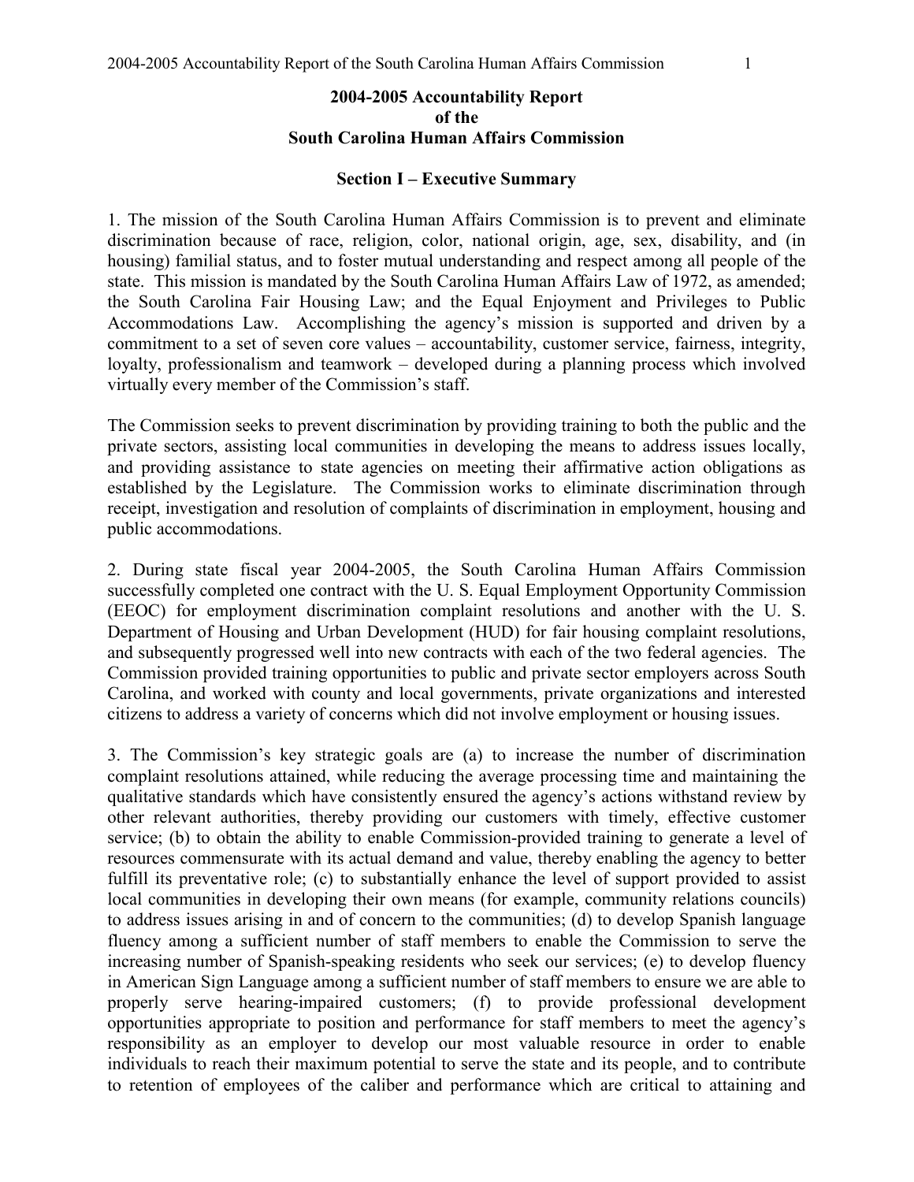# 2004-2005 Accountability Report of the South Carolina Human Affairs Commission

## Section I – Executive Summary

1. The mission of the South Carolina Human Affairs Commission is to prevent and eliminate discrimination because of race, religion, color, national origin, age, sex, disability, and (in housing) familial status, and to foster mutual understanding and respect among all people of the state. This mission is mandated by the South Carolina Human Affairs Law of 1972, as amended; the South Carolina Fair Housing Law; and the Equal Enjoyment and Privileges to Public Accommodations Law. Accomplishing the agency's mission is supported and driven by a commitment to a set of seven core values – accountability, customer service, fairness, integrity, loyalty, professionalism and teamwork – developed during a planning process which involved virtually every member of the Commission's staff.

The Commission seeks to prevent discrimination by providing training to both the public and the private sectors, assisting local communities in developing the means to address issues locally, and providing assistance to state agencies on meeting their affirmative action obligations as established by the Legislature. The Commission works to eliminate discrimination through receipt, investigation and resolution of complaints of discrimination in employment, housing and public accommodations.

2. During state fiscal year 2004-2005, the South Carolina Human Affairs Commission successfully completed one contract with the U. S. Equal Employment Opportunity Commission (EEOC) for employment discrimination complaint resolutions and another with the U. S. Department of Housing and Urban Development (HUD) for fair housing complaint resolutions, and subsequently progressed well into new contracts with each of the two federal agencies. The Commission provided training opportunities to public and private sector employers across South Carolina, and worked with county and local governments, private organizations and interested citizens to address a variety of concerns which did not involve employment or housing issues.

3. The Commission's key strategic goals are (a) to increase the number of discrimination complaint resolutions attained, while reducing the average processing time and maintaining the qualitative standards which have consistently ensured the agency's actions withstand review by other relevant authorities, thereby providing our customers with timely, effective customer service; (b) to obtain the ability to enable Commission-provided training to generate a level of resources commensurate with its actual demand and value, thereby enabling the agency to better fulfill its preventative role; (c) to substantially enhance the level of support provided to assist local communities in developing their own means (for example, community relations councils) to address issues arising in and of concern to the communities; (d) to develop Spanish language fluency among a sufficient number of staff members to enable the Commission to serve the increasing number of Spanish-speaking residents who seek our services; (e) to develop fluency in American Sign Language among a sufficient number of staff members to ensure we are able to properly serve hearing-impaired customers; (f) to provide professional development opportunities appropriate to position and performance for staff members to meet the agency's responsibility as an employer to develop our most valuable resource in order to enable individuals to reach their maximum potential to serve the state and its people, and to contribute to retention of employees of the caliber and performance which are critical to attaining and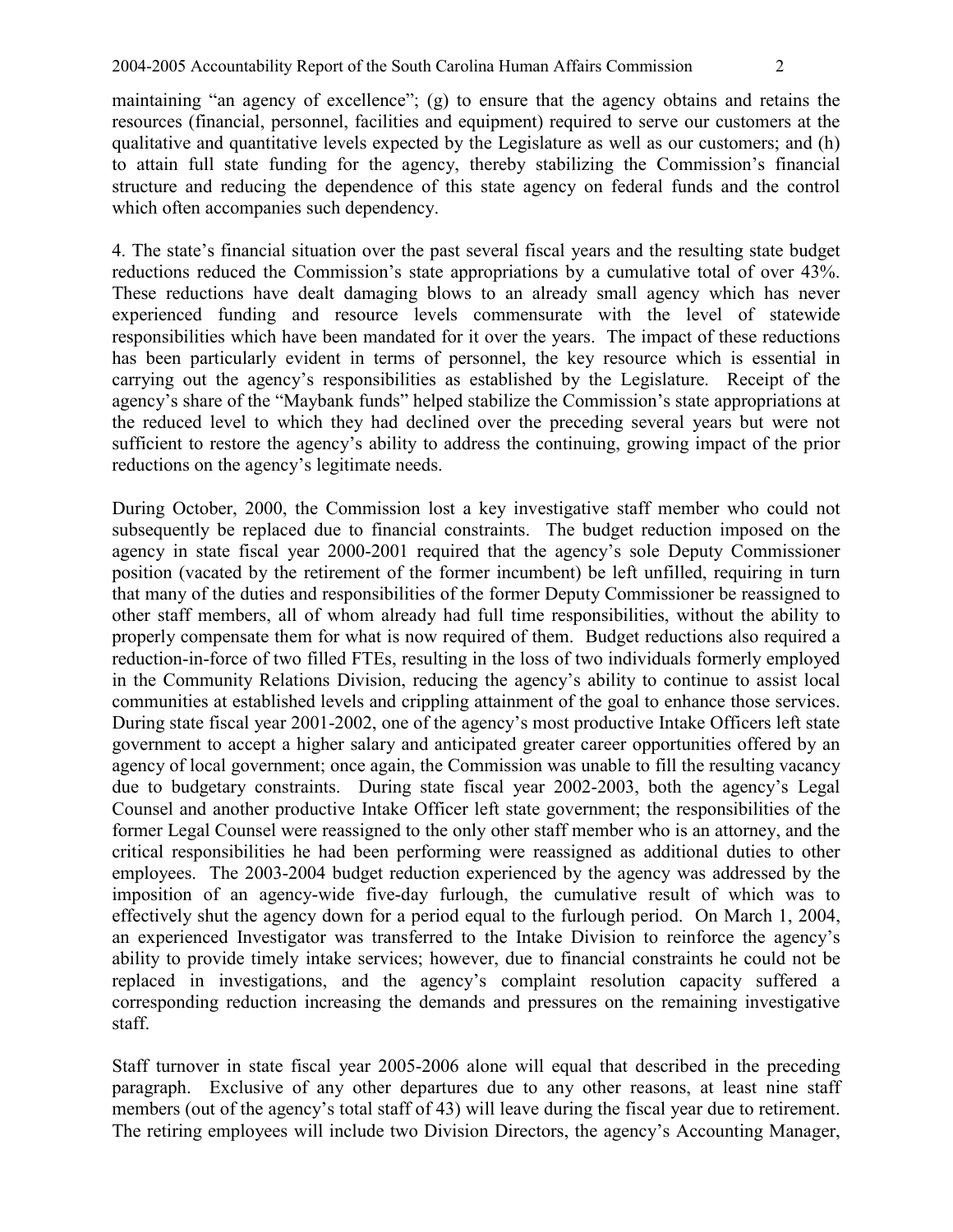maintaining "an agency of excellence"; (g) to ensure that the agency obtains and retains the resources (financial, personnel, facilities and equipment) required to serve our customers at the qualitative and quantitative levels expected by the Legislature as well as our customers; and (h) to attain full state funding for the agency, thereby stabilizing the Commission's financial structure and reducing the dependence of this state agency on federal funds and the control which often accompanies such dependency.

4. The state's financial situation over the past several fiscal years and the resulting state budget reductions reduced the Commission's state appropriations by a cumulative total of over 43%. These reductions have dealt damaging blows to an already small agency which has never experienced funding and resource levels commensurate with the level of statewide responsibilities which have been mandated for it over the years. The impact of these reductions has been particularly evident in terms of personnel, the key resource which is essential in carrying out the agency's responsibilities as established by the Legislature. Receipt of the agency's share of the "Maybank funds" helped stabilize the Commission's state appropriations at the reduced level to which they had declined over the preceding several years but were not sufficient to restore the agency's ability to address the continuing, growing impact of the prior reductions on the agency's legitimate needs.

During October, 2000, the Commission lost a key investigative staff member who could not subsequently be replaced due to financial constraints. The budget reduction imposed on the agency in state fiscal year 2000-2001 required that the agency's sole Deputy Commissioner position (vacated by the retirement of the former incumbent) be left unfilled, requiring in turn that many of the duties and responsibilities of the former Deputy Commissioner be reassigned to other staff members, all of whom already had full time responsibilities, without the ability to properly compensate them for what is now required of them. Budget reductions also required a reduction-in-force of two filled FTEs, resulting in the loss of two individuals formerly employed in the Community Relations Division, reducing the agency's ability to continue to assist local communities at established levels and crippling attainment of the goal to enhance those services. During state fiscal year 2001-2002, one of the agency's most productive Intake Officers left state government to accept a higher salary and anticipated greater career opportunities offered by an agency of local government; once again, the Commission was unable to fill the resulting vacancy due to budgetary constraints. During state fiscal year 2002-2003, both the agency's Legal Counsel and another productive Intake Officer left state government; the responsibilities of the former Legal Counsel were reassigned to the only other staff member who is an attorney, and the critical responsibilities he had been performing were reassigned as additional duties to other employees. The 2003-2004 budget reduction experienced by the agency was addressed by the imposition of an agency-wide five-day furlough, the cumulative result of which was to effectively shut the agency down for a period equal to the furlough period. On March 1, 2004, an experienced Investigator was transferred to the Intake Division to reinforce the agency's ability to provide timely intake services; however, due to financial constraints he could not be replaced in investigations, and the agency's complaint resolution capacity suffered a corresponding reduction increasing the demands and pressures on the remaining investigative staff.

Staff turnover in state fiscal year 2005-2006 alone will equal that described in the preceding paragraph. Exclusive of any other departures due to any other reasons, at least nine staff members (out of the agency's total staff of 43) will leave during the fiscal year due to retirement. The retiring employees will include two Division Directors, the agency's Accounting Manager,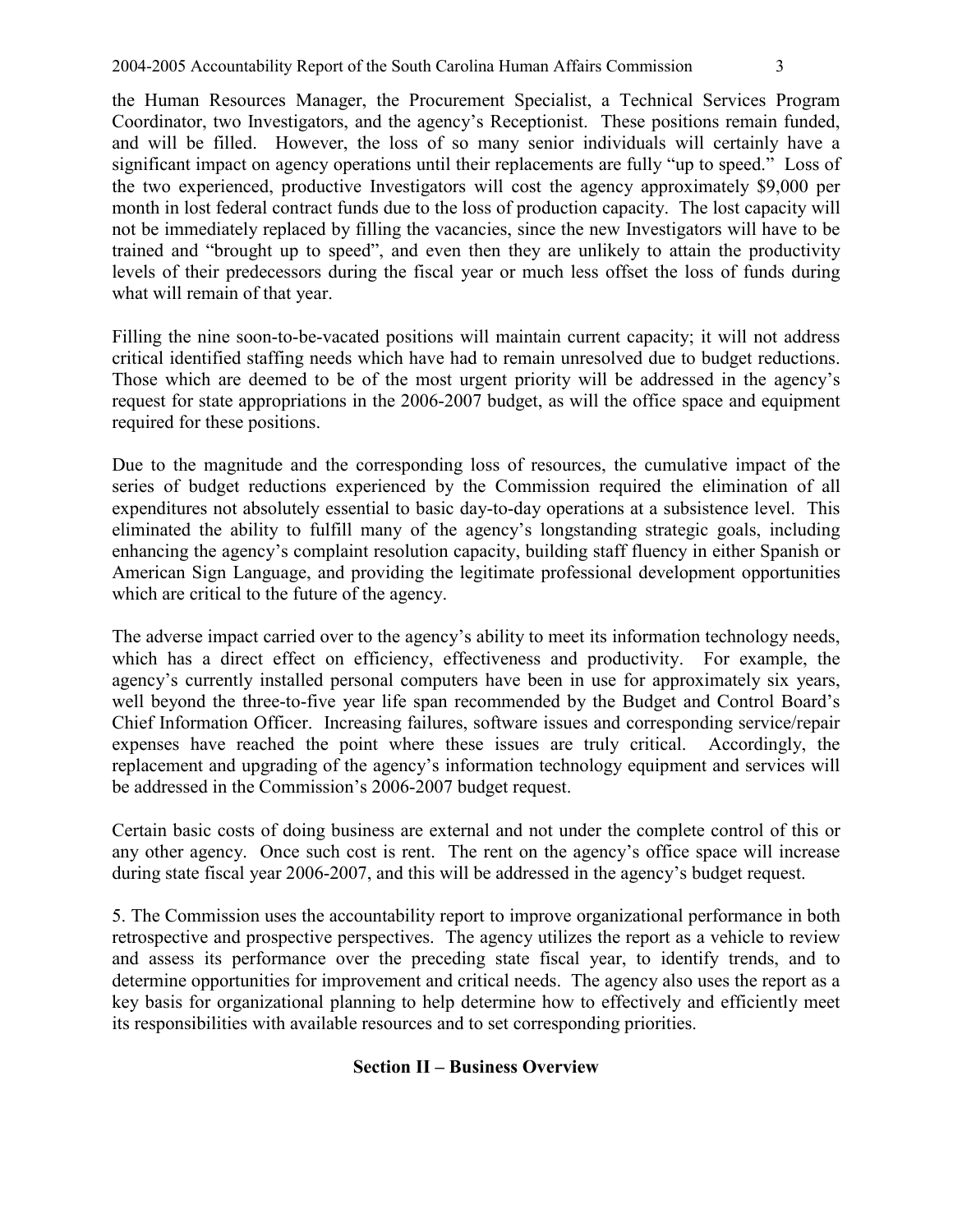the Human Resources Manager, the Procurement Specialist, a Technical Services Program Coordinator, two Investigators, and the agency's Receptionist. These positions remain funded, and will be filled. However, the loss of so many senior individuals will certainly have a significant impact on agency operations until their replacements are fully "up to speed." Loss of the two experienced, productive Investigators will cost the agency approximately $9,000 per month in lost federal contract funds due to the loss of production capacity. The lost capacity will not be immediately replaced by filling the vacancies, since the new Investigators will have to be trained and "brought up to speed", and even then they are unlikely to attain the productivity levels of their predecessors during the fiscal year or much less offset the loss of funds during what will remain of that year.

Filling the nine soon-to-be-vacated positions will maintain current capacity; it will not address critical identified staffing needs which have had to remain unresolved due to budget reductions. Those which are deemed to be of the most urgent priority will be addressed in the agency's request for state appropriations in the 2006-2007 budget, as will the office space and equipment required for these positions.

Due to the magnitude and the corresponding loss of resources, the cumulative impact of the series of budget reductions experienced by the Commission required the elimination of all expenditures not absolutely essential to basic day-to-day operations at a subsistence level. This eliminated the ability to fulfill many of the agency's longstanding strategic goals, including enhancing the agency's complaint resolution capacity, building staff fluency in either Spanish or American Sign Language, and providing the legitimate professional development opportunities which are critical to the future of the agency.

The adverse impact carried over to the agency's ability to meet its information technology needs, which has a direct effect on efficiency, effectiveness and productivity. For example, the agency's currently installed personal computers have been in use for approximately six years, well beyond the three-to-five year life span recommended by the Budget and Control Board's Chief Information Officer. Increasing failures, software issues and corresponding service/repair expenses have reached the point where these issues are truly critical. Accordingly, the replacement and upgrading of the agency's information technology equipment and services will be addressed in the Commission's 2006-2007 budget request.

Certain basic costs of doing business are external and not under the complete control of this or any other agency. Once such cost is rent. The rent on the agency's office space will increase during state fiscal year 2006-2007, and this will be addressed in the agency's budget request.

5. The Commission uses the accountability report to improve organizational performance in both retrospective and prospective perspectives. The agency utilizes the report as a vehicle to review and assess its performance over the preceding state fiscal year, to identify trends, and to determine opportunities for improvement and critical needs. The agency also uses the report as a key basis for organizational planning to help determine how to effectively and efficiently meet its responsibilities with available resources and to set corresponding priorities.

## Section II – Business Overview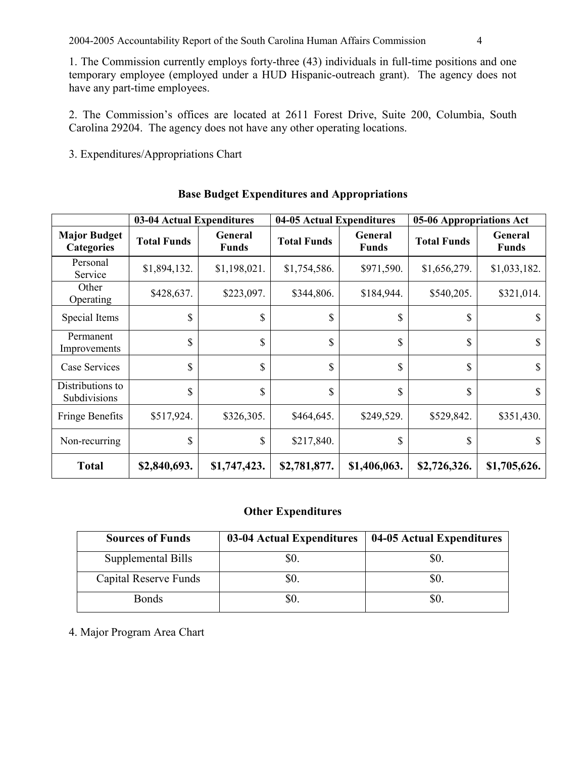1. The Commission currently employs forty-three (43) individuals in full-time positions and one temporary employee (employed under a HUD Hispanic-outreach grant). The agency does not have any part-time employees.

2. The Commission's offices are located at 2611 Forest Drive, Suite 200, Columbia, South Carolina 29204. The agency does not have any other operating locations.

3. Expenditures/Appropriations Chart

**Base Budget Expenditures and Appropriations**

| | 03-04 Actual Expenditures | | 04-05 Actual Expenditures | | 05-06 Appropriations Act | |
|---|---|---|---|---|---|---|
| **Major Budget Categories** | **Total Funds** | **General Funds** | **Total Funds** | **General Funds** | **Total Funds** | **General Funds** |
| Personal Service | $1,894,132. | $1,198,021. | $1,754,586. | $971,590. | $1,656,279. | $1,033,182. |
| Other Operating | $428,637. | $223,097. | $344,806. | $184,944. | $540,205. | $321,014. |
| Special Items | $ | $ | $ | $ | $ | $ |
| Permanent Improvements | $ | $ | $ | $ | $ | $ |
| Case Services | $ | $ | $ | $ | $ | $ |
| Distributions to Subdivisions | $ | $ | $ | $ | $ | $ |
| Fringe Benefits | $517,924. | $326,305. | $464,645. | $249,529. | $529,842. | $351,430. |
| Non-recurring | $ | $ | $217,840. | $ | $ | $ |
| **Total** | **$2,840,693.** | **$1,747,423.** | **$2,781,877.** | **$1,406,063.** | **$2,726,326.** | **$1,705,626.** |

**Other Expenditures**

| Sources of Funds | 03-04 Actual Expenditures | 04-05 Actual Expenditures |
|---|---|---|
| Supplemental Bills | $0. | $0. |
| Capital Reserve Funds | $0. | $0. |
| Bonds | $0. | $0. |

4. Major Program Area Chart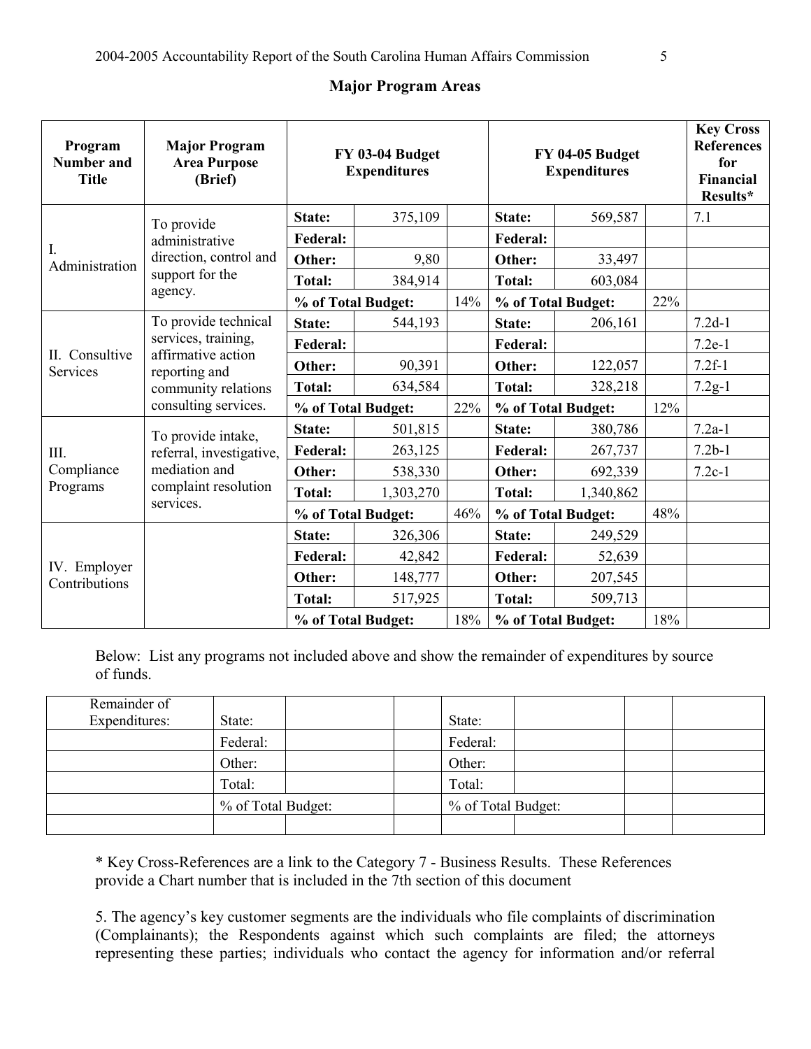## Major Program Areas

| Program Number and Title | Major Program Area Purpose (Brief) | FY 03-04 Budget Expenditures | | | FY 04-05 Budget Expenditures | | | Key Cross References for Financial Results* |
|---|---|---|---|---|---|---|---|---|
| I. Administration | To provide administrative direction, control and support for the agency. | **State:** | 375,109 | | **State:** | 569,587 | | 7.1 |
| | | **Federal:** | | | **Federal:** | | | |
| | | **Other:** | 9,80 | | **Other:** | 33,497 | | |
| | | **Total:** | 384,914 | | **Total:** | 603,084 | | |
| | | **% of Total Budget:** | | 14% | **% of Total Budget:** | | 22% | |
| II. Consultive Services | To provide technical services, training, affirmative action reporting and community relations consulting services. | **State:** | 544,193 | | **State:** | 206,161 | | 7.2d-1 |
| | | **Federal:** | | | **Federal:** | | | 7.2e-1 |
| | | **Other:** | 90,391 | | **Other:** | 122,057 | | 7.2f-1 |
| | | **Total:** | 634,584 | | **Total:** | 328,218 | | 7.2g-1 |
| | | **% of Total Budget:** | | 22% | **% of Total Budget:** | | 12% | |
| III. Compliance Programs | To provide intake, referral, investigative, mediation and complaint resolution services. | **State:** | 501,815 | | **State:** | 380,786 | | 7.2a-1 |
| | | **Federal:** | 263,125 | | **Federal:** | 267,737 | | 7.2b-1 |
| | | **Other:** | 538,330 | | **Other:** | 692,339 | | 7.2c-1 |
| | | **Total:** | 1,303,270 | | **Total:** | 1,340,862 | | |
| | | **% of Total Budget:** | | 46% | **% of Total Budget:** | | 48% | |
| IV. Employer Contributions | | **State:** | 326,306 | | **State:** | 249,529 | | |
| | | **Federal:** | 42,842 | | **Federal:** | 52,639 | | |
| | | **Other:** | 148,777 | | **Other:** | 207,545 | | |
| | | **Total:** | 517,925 | | **Total:** | 509,713 | | |
| | | **% of Total Budget:** | | 18% | **% of Total Budget:** | | 18% | |

Below: List any programs not included above and show the remainder of expenditures by source of funds.

| Remainder of Expenditures: | State: | | | State: | | | |
|---|---|---|---|---|---|---|---|
| | Federal: | | | Federal: | | | |
| | Other: | | | Other: | | | |
| | Total: | | | Total: | | | |
| | % of Total Budget: | | | % of Total Budget: | | | |
| | | | | | | | |

\* Key Cross-References are a link to the Category 7 - Business Results. These References provide a Chart number that is included in the 7th section of this document

5. The agency's key customer segments are the individuals who file complaints of discrimination (Complainants); the Respondents against which such complaints are filed; the attorneys representing these parties; individuals who contact the agency for information and/or referral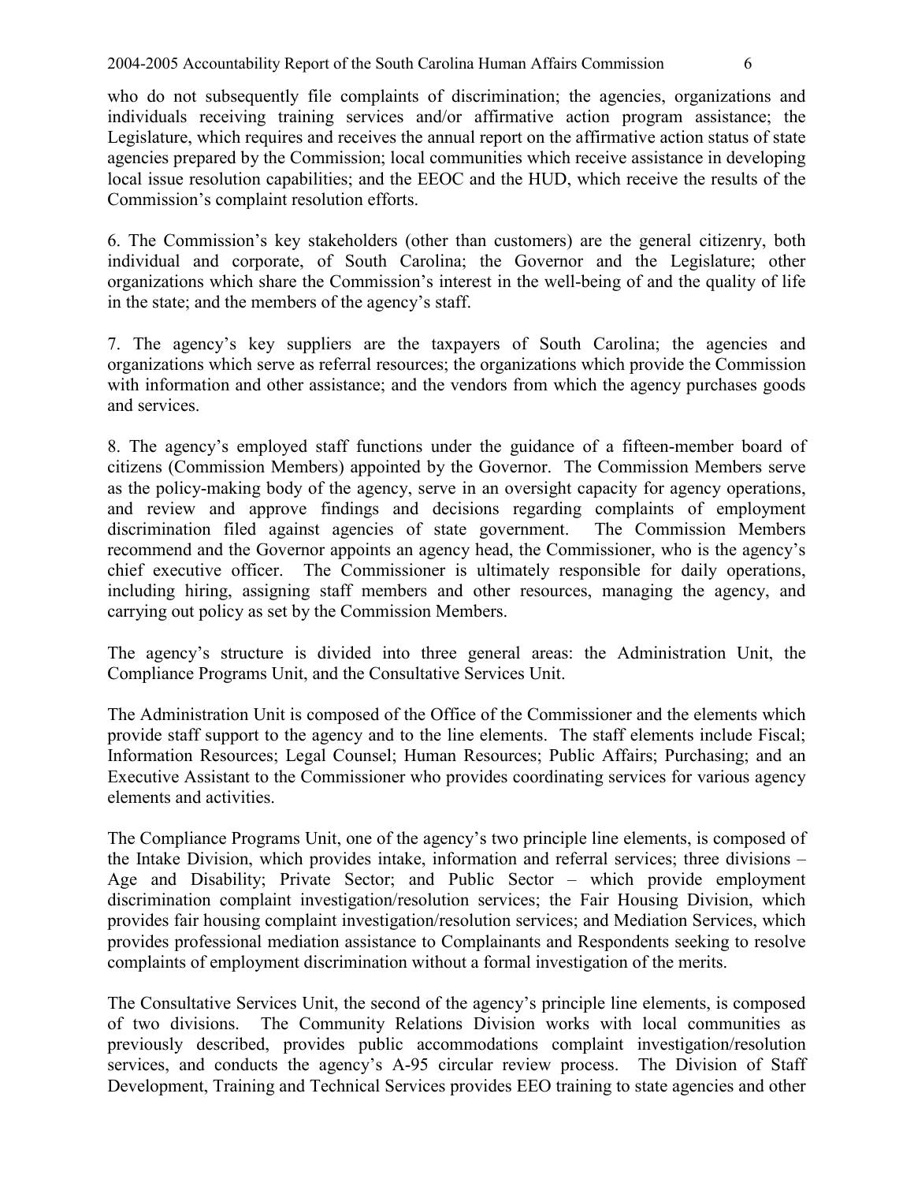who do not subsequently file complaints of discrimination; the agencies, organizations and individuals receiving training services and/or affirmative action program assistance; the Legislature, which requires and receives the annual report on the affirmative action status of state agencies prepared by the Commission; local communities which receive assistance in developing local issue resolution capabilities; and the EEOC and the HUD, which receive the results of the Commission's complaint resolution efforts.

6. The Commission's key stakeholders (other than customers) are the general citizenry, both individual and corporate, of South Carolina; the Governor and the Legislature; other organizations which share the Commission's interest in the well-being of and the quality of life in the state; and the members of the agency's staff.

7. The agency's key suppliers are the taxpayers of South Carolina; the agencies and organizations which serve as referral resources; the organizations which provide the Commission with information and other assistance; and the vendors from which the agency purchases goods and services.

8. The agency's employed staff functions under the guidance of a fifteen-member board of citizens (Commission Members) appointed by the Governor. The Commission Members serve as the policy-making body of the agency, serve in an oversight capacity for agency operations, and review and approve findings and decisions regarding complaints of employment discrimination filed against agencies of state government. The Commission Members recommend and the Governor appoints an agency head, the Commissioner, who is the agency's chief executive officer. The Commissioner is ultimately responsible for daily operations, including hiring, assigning staff members and other resources, managing the agency, and carrying out policy as set by the Commission Members.

The agency's structure is divided into three general areas: the Administration Unit, the Compliance Programs Unit, and the Consultative Services Unit.

The Administration Unit is composed of the Office of the Commissioner and the elements which provide staff support to the agency and to the line elements. The staff elements include Fiscal; Information Resources; Legal Counsel; Human Resources; Public Affairs; Purchasing; and an Executive Assistant to the Commissioner who provides coordinating services for various agency elements and activities.

The Compliance Programs Unit, one of the agency's two principle line elements, is composed of the Intake Division, which provides intake, information and referral services; three divisions – Age and Disability; Private Sector; and Public Sector – which provide employment discrimination complaint investigation/resolution services; the Fair Housing Division, which provides fair housing complaint investigation/resolution services; and Mediation Services, which provides professional mediation assistance to Complainants and Respondents seeking to resolve complaints of employment discrimination without a formal investigation of the merits.

The Consultative Services Unit, the second of the agency's principle line elements, is composed of two divisions. The Community Relations Division works with local communities as previously described, provides public accommodations complaint investigation/resolution services, and conducts the agency's A-95 circular review process. The Division of Staff Development, Training and Technical Services provides EEO training to state agencies and other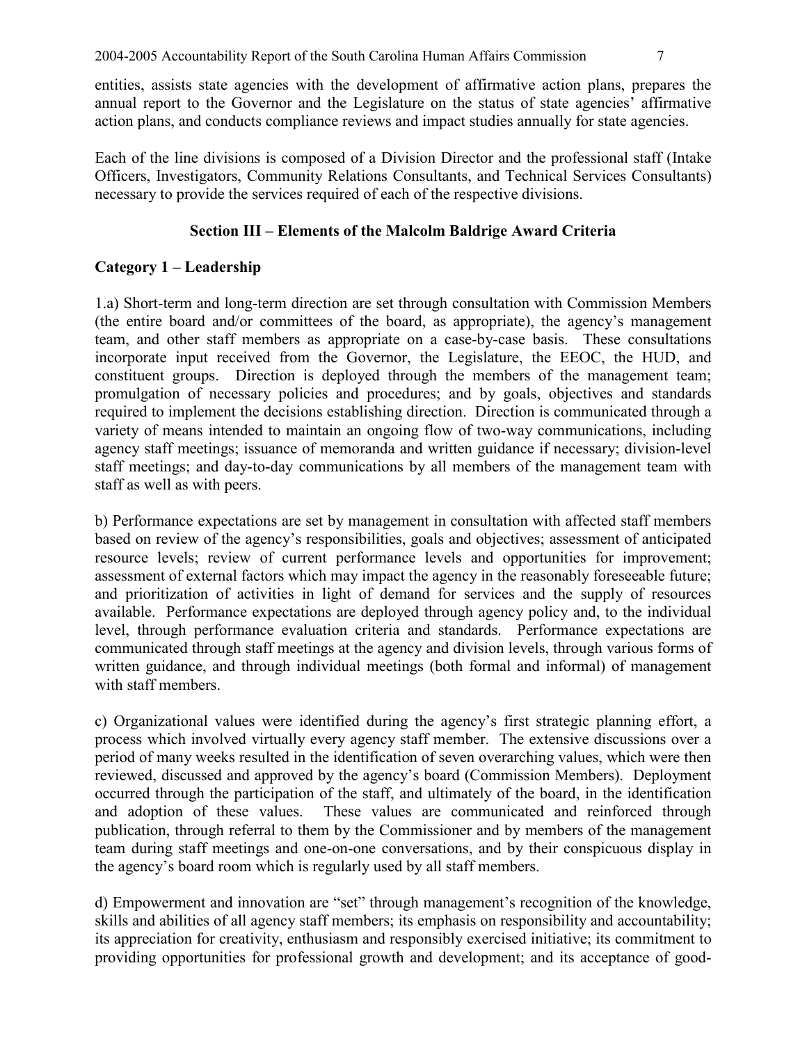entities, assists state agencies with the development of affirmative action plans, prepares the annual report to the Governor and the Legislature on the status of state agencies' affirmative action plans, and conducts compliance reviews and impact studies annually for state agencies.

Each of the line divisions is composed of a Division Director and the professional staff (Intake Officers, Investigators, Community Relations Consultants, and Technical Services Consultants) necessary to provide the services required of each of the respective divisions.

## Section III – Elements of the Malcolm Baldrige Award Criteria

### Category 1 – Leadership

1.a) Short-term and long-term direction are set through consultation with Commission Members (the entire board and/or committees of the board, as appropriate), the agency's management team, and other staff members as appropriate on a case-by-case basis. These consultations incorporate input received from the Governor, the Legislature, the EEOC, the HUD, and constituent groups. Direction is deployed through the members of the management team; promulgation of necessary policies and procedures; and by goals, objectives and standards required to implement the decisions establishing direction. Direction is communicated through a variety of means intended to maintain an ongoing flow of two-way communications, including agency staff meetings; issuance of memoranda and written guidance if necessary; division-level staff meetings; and day-to-day communications by all members of the management team with staff as well as with peers.

b) Performance expectations are set by management in consultation with affected staff members based on review of the agency's responsibilities, goals and objectives; assessment of anticipated resource levels; review of current performance levels and opportunities for improvement; assessment of external factors which may impact the agency in the reasonably foreseeable future; and prioritization of activities in light of demand for services and the supply of resources available. Performance expectations are deployed through agency policy and, to the individual level, through performance evaluation criteria and standards. Performance expectations are communicated through staff meetings at the agency and division levels, through various forms of written guidance, and through individual meetings (both formal and informal) of management with staff members.

c) Organizational values were identified during the agency's first strategic planning effort, a process which involved virtually every agency staff member. The extensive discussions over a period of many weeks resulted in the identification of seven overarching values, which were then reviewed, discussed and approved by the agency's board (Commission Members). Deployment occurred through the participation of the staff, and ultimately of the board, in the identification and adoption of these values. These values are communicated and reinforced through publication, through referral to them by the Commissioner and by members of the management team during staff meetings and one-on-one conversations, and by their conspicuous display in the agency's board room which is regularly used by all staff members.

d) Empowerment and innovation are "set" through management's recognition of the knowledge, skills and abilities of all agency staff members; its emphasis on responsibility and accountability; its appreciation for creativity, enthusiasm and responsibly exercised initiative; its commitment to providing opportunities for professional growth and development; and its acceptance of good-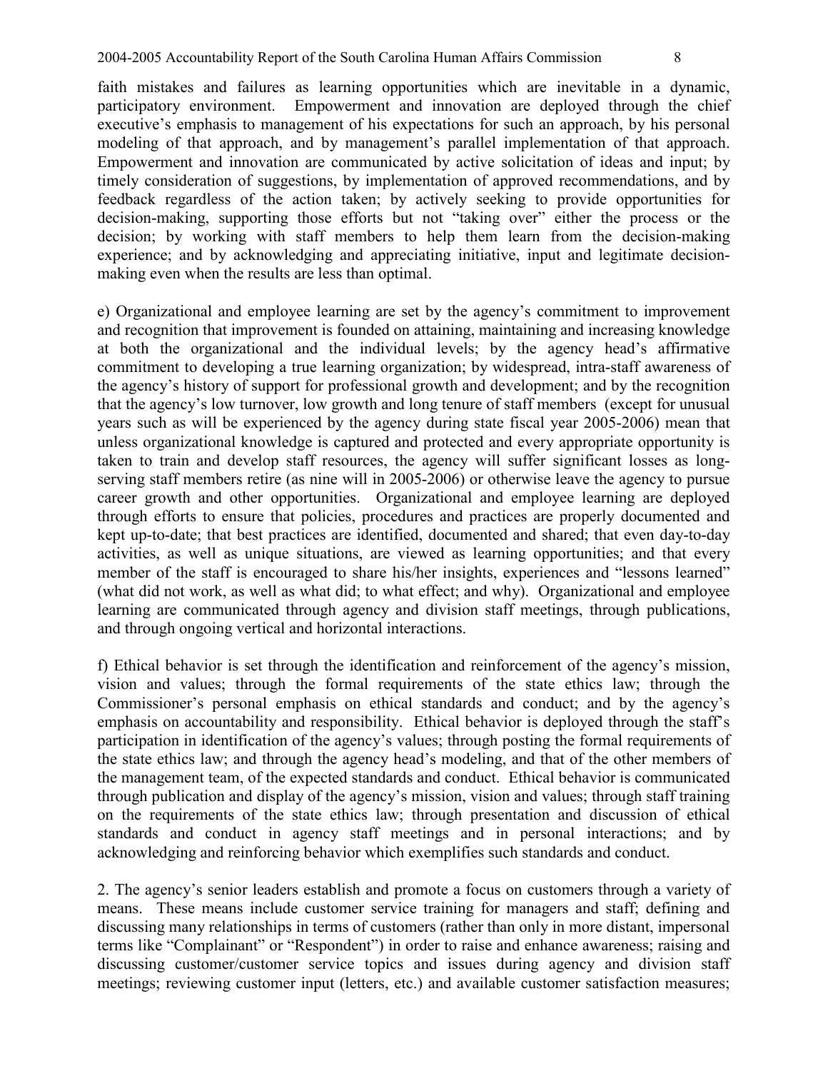faith mistakes and failures as learning opportunities which are inevitable in a dynamic, participatory environment. Empowerment and innovation are deployed through the chief executive's emphasis to management of his expectations for such an approach, by his personal modeling of that approach, and by management's parallel implementation of that approach. Empowerment and innovation are communicated by active solicitation of ideas and input; by timely consideration of suggestions, by implementation of approved recommendations, and by feedback regardless of the action taken; by actively seeking to provide opportunities for decision-making, supporting those efforts but not "taking over" either the process or the decision; by working with staff members to help them learn from the decision-making experience; and by acknowledging and appreciating initiative, input and legitimate decision-making even when the results are less than optimal.

e) Organizational and employee learning are set by the agency's commitment to improvement and recognition that improvement is founded on attaining, maintaining and increasing knowledge at both the organizational and the individual levels; by the agency head's affirmative commitment to developing a true learning organization; by widespread, intra-staff awareness of the agency's history of support for professional growth and development; and by the recognition that the agency's low turnover, low growth and long tenure of staff members (except for unusual years such as will be experienced by the agency during state fiscal year 2005-2006) mean that unless organizational knowledge is captured and protected and every appropriate opportunity is taken to train and develop staff resources, the agency will suffer significant losses as long-serving staff members retire (as nine will in 2005-2006) or otherwise leave the agency to pursue career growth and other opportunities. Organizational and employee learning are deployed through efforts to ensure that policies, procedures and practices are properly documented and kept up-to-date; that best practices are identified, documented and shared; that even day-to-day activities, as well as unique situations, are viewed as learning opportunities; and that every member of the staff is encouraged to share his/her insights, experiences and "lessons learned" (what did not work, as well as what did; to what effect; and why). Organizational and employee learning are communicated through agency and division staff meetings, through publications, and through ongoing vertical and horizontal interactions.

f) Ethical behavior is set through the identification and reinforcement of the agency's mission, vision and values; through the formal requirements of the state ethics law; through the Commissioner's personal emphasis on ethical standards and conduct; and by the agency's emphasis on accountability and responsibility. Ethical behavior is deployed through the staff's participation in identification of the agency's values; through posting the formal requirements of the state ethics law; and through the agency head's modeling, and that of the other members of the management team, of the expected standards and conduct. Ethical behavior is communicated through publication and display of the agency's mission, vision and values; through staff training on the requirements of the state ethics law; through presentation and discussion of ethical standards and conduct in agency staff meetings and in personal interactions; and by acknowledging and reinforcing behavior which exemplifies such standards and conduct.

2. The agency's senior leaders establish and promote a focus on customers through a variety of means. These means include customer service training for managers and staff; defining and discussing many relationships in terms of customers (rather than only in more distant, impersonal terms like "Complainant" or "Respondent") in order to raise and enhance awareness; raising and discussing customer/customer service topics and issues during agency and division staff meetings; reviewing customer input (letters, etc.) and available customer satisfaction measures;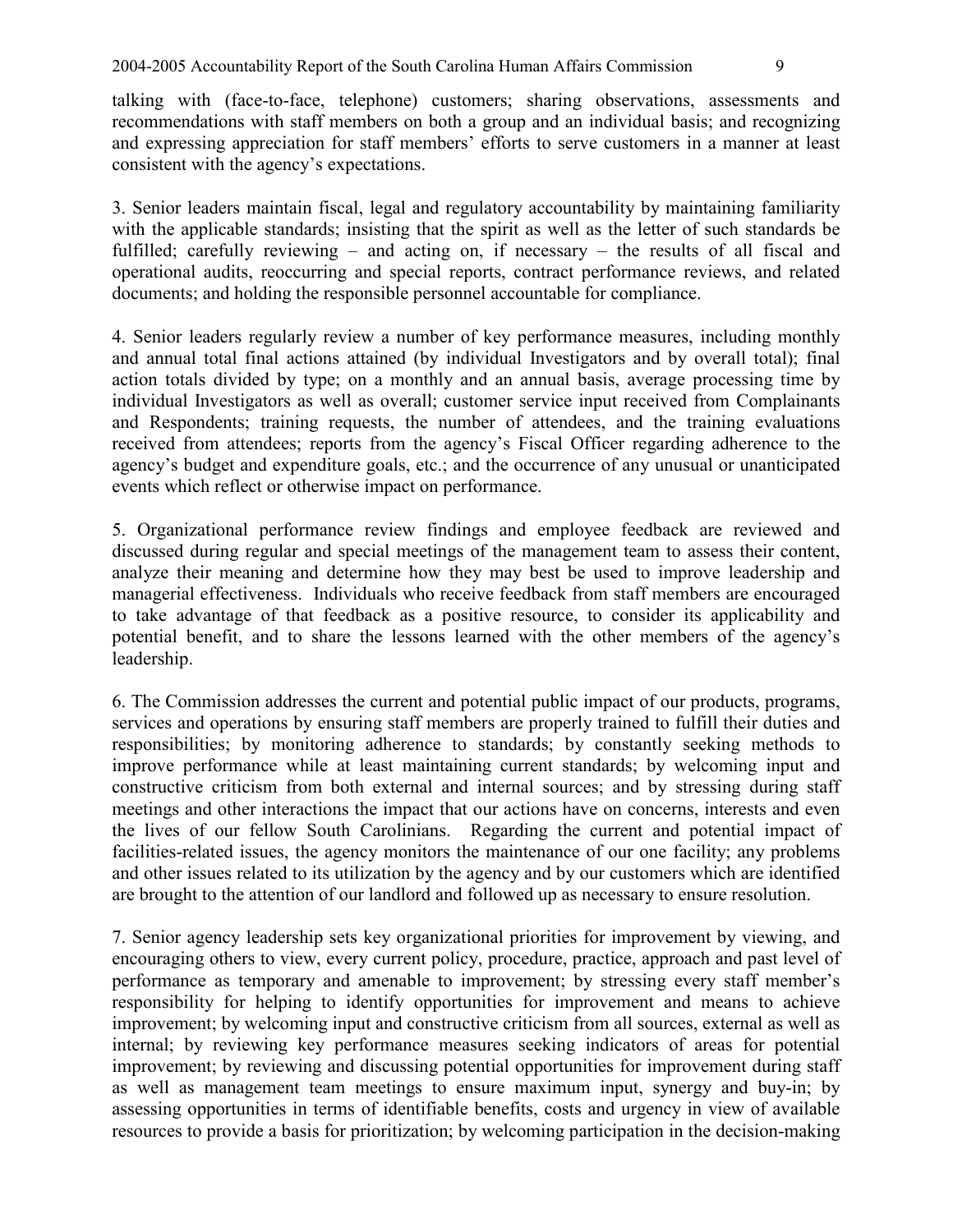talking with (face-to-face, telephone) customers; sharing observations, assessments and recommendations with staff members on both a group and an individual basis; and recognizing and expressing appreciation for staff members' efforts to serve customers in a manner at least consistent with the agency's expectations.

3. Senior leaders maintain fiscal, legal and regulatory accountability by maintaining familiarity with the applicable standards; insisting that the spirit as well as the letter of such standards be fulfilled; carefully reviewing – and acting on, if necessary – the results of all fiscal and operational audits, reoccurring and special reports, contract performance reviews, and related documents; and holding the responsible personnel accountable for compliance.

4. Senior leaders regularly review a number of key performance measures, including monthly and annual total final actions attained (by individual Investigators and by overall total); final action totals divided by type; on a monthly and an annual basis, average processing time by individual Investigators as well as overall; customer service input received from Complainants and Respondents; training requests, the number of attendees, and the training evaluations received from attendees; reports from the agency's Fiscal Officer regarding adherence to the agency's budget and expenditure goals, etc.; and the occurrence of any unusual or unanticipated events which reflect or otherwise impact on performance.

5. Organizational performance review findings and employee feedback are reviewed and discussed during regular and special meetings of the management team to assess their content, analyze their meaning and determine how they may best be used to improve leadership and managerial effectiveness. Individuals who receive feedback from staff members are encouraged to take advantage of that feedback as a positive resource, to consider its applicability and potential benefit, and to share the lessons learned with the other members of the agency's leadership.

6. The Commission addresses the current and potential public impact of our products, programs, services and operations by ensuring staff members are properly trained to fulfill their duties and responsibilities; by monitoring adherence to standards; by constantly seeking methods to improve performance while at least maintaining current standards; by welcoming input and constructive criticism from both external and internal sources; and by stressing during staff meetings and other interactions the impact that our actions have on concerns, interests and even the lives of our fellow South Carolinians. Regarding the current and potential impact of facilities-related issues, the agency monitors the maintenance of our one facility; any problems and other issues related to its utilization by the agency and by our customers which are identified are brought to the attention of our landlord and followed up as necessary to ensure resolution.

7. Senior agency leadership sets key organizational priorities for improvement by viewing, and encouraging others to view, every current policy, procedure, practice, approach and past level of performance as temporary and amenable to improvement; by stressing every staff member's responsibility for helping to identify opportunities for improvement and means to achieve improvement; by welcoming input and constructive criticism from all sources, external as well as internal; by reviewing key performance measures seeking indicators of areas for potential improvement; by reviewing and discussing potential opportunities for improvement during staff as well as management team meetings to ensure maximum input, synergy and buy-in; by assessing opportunities in terms of identifiable benefits, costs and urgency in view of available resources to provide a basis for prioritization; by welcoming participation in the decision-making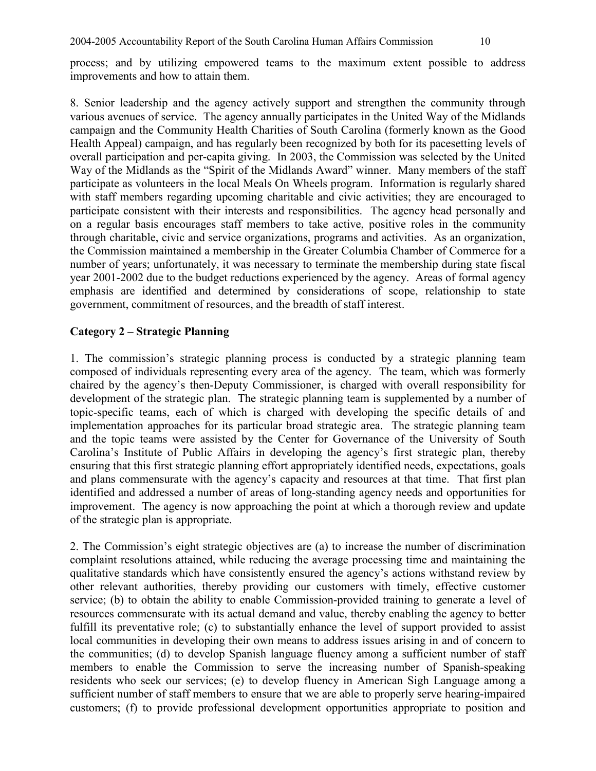process; and by utilizing empowered teams to the maximum extent possible to address improvements and how to attain them.

8. Senior leadership and the agency actively support and strengthen the community through various avenues of service. The agency annually participates in the United Way of the Midlands campaign and the Community Health Charities of South Carolina (formerly known as the Good Health Appeal) campaign, and has regularly been recognized by both for its pacesetting levels of overall participation and per-capita giving. In 2003, the Commission was selected by the United Way of the Midlands as the "Spirit of the Midlands Award" winner. Many members of the staff participate as volunteers in the local Meals On Wheels program. Information is regularly shared with staff members regarding upcoming charitable and civic activities; they are encouraged to participate consistent with their interests and responsibilities. The agency head personally and on a regular basis encourages staff members to take active, positive roles in the community through charitable, civic and service organizations, programs and activities. As an organization, the Commission maintained a membership in the Greater Columbia Chamber of Commerce for a number of years; unfortunately, it was necessary to terminate the membership during state fiscal year 2001-2002 due to the budget reductions experienced by the agency. Areas of formal agency emphasis are identified and determined by considerations of scope, relationship to state government, commitment of resources, and the breadth of staff interest.

## Category 2 – Strategic Planning

1. The commission's strategic planning process is conducted by a strategic planning team composed of individuals representing every area of the agency. The team, which was formerly chaired by the agency's then-Deputy Commissioner, is charged with overall responsibility for development of the strategic plan. The strategic planning team is supplemented by a number of topic-specific teams, each of which is charged with developing the specific details of and implementation approaches for its particular broad strategic area. The strategic planning team and the topic teams were assisted by the Center for Governance of the University of South Carolina's Institute of Public Affairs in developing the agency's first strategic plan, thereby ensuring that this first strategic planning effort appropriately identified needs, expectations, goals and plans commensurate with the agency's capacity and resources at that time. That first plan identified and addressed a number of areas of long-standing agency needs and opportunities for improvement. The agency is now approaching the point at which a thorough review and update of the strategic plan is appropriate.

2. The Commission's eight strategic objectives are (a) to increase the number of discrimination complaint resolutions attained, while reducing the average processing time and maintaining the qualitative standards which have consistently ensured the agency's actions withstand review by other relevant authorities, thereby providing our customers with timely, effective customer service; (b) to obtain the ability to enable Commission-provided training to generate a level of resources commensurate with its actual demand and value, thereby enabling the agency to better fulfill its preventative role; (c) to substantially enhance the level of support provided to assist local communities in developing their own means to address issues arising in and of concern to the communities; (d) to develop Spanish language fluency among a sufficient number of staff members to enable the Commission to serve the increasing number of Spanish-speaking residents who seek our services; (e) to develop fluency in American Sigh Language among a sufficient number of staff members to ensure that we are able to properly serve hearing-impaired customers; (f) to provide professional development opportunities appropriate to position and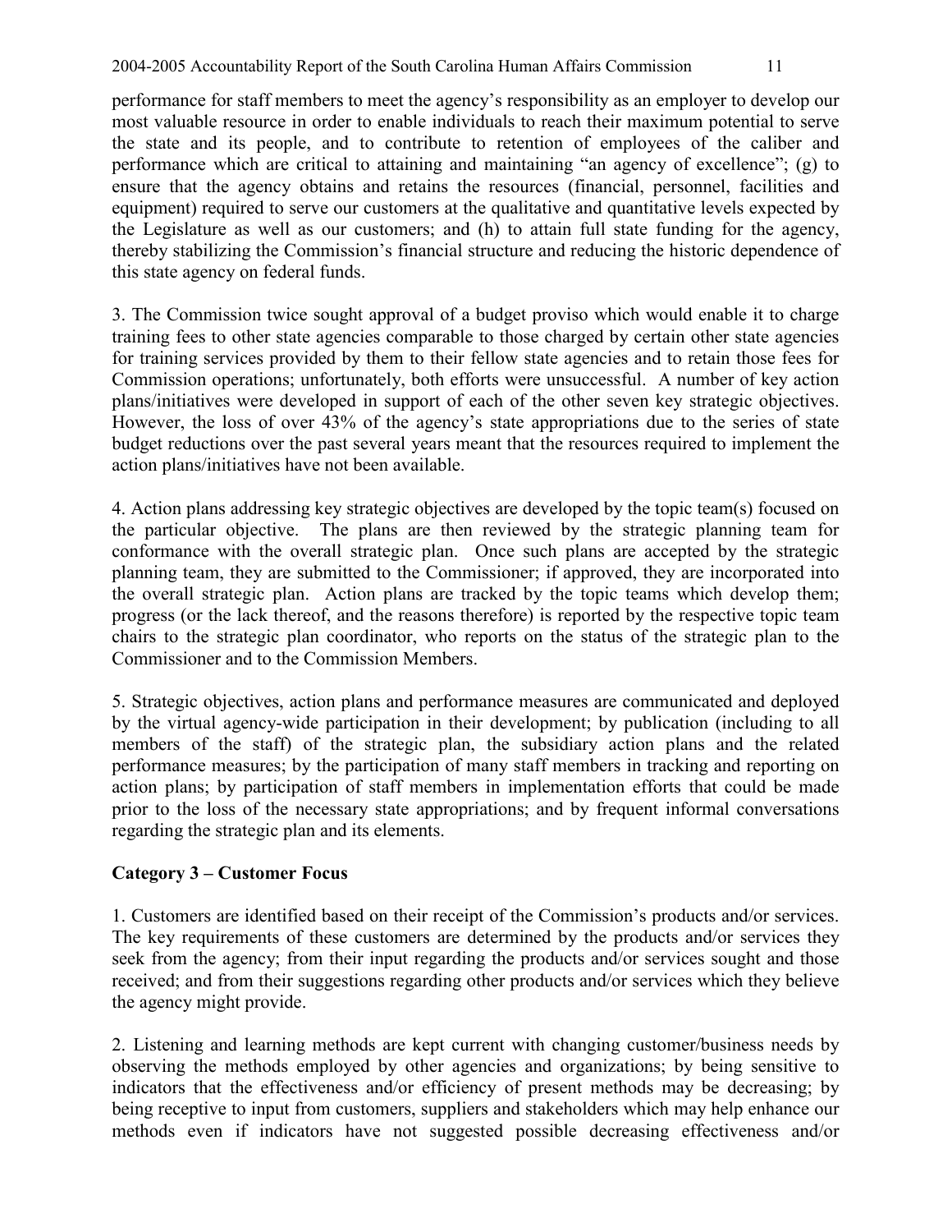performance for staff members to meet the agency's responsibility as an employer to develop our most valuable resource in order to enable individuals to reach their maximum potential to serve the state and its people, and to contribute to retention of employees of the caliber and performance which are critical to attaining and maintaining "an agency of excellence"; (g) to ensure that the agency obtains and retains the resources (financial, personnel, facilities and equipment) required to serve our customers at the qualitative and quantitative levels expected by the Legislature as well as our customers; and (h) to attain full state funding for the agency, thereby stabilizing the Commission's financial structure and reducing the historic dependence of this state agency on federal funds.

3. The Commission twice sought approval of a budget proviso which would enable it to charge training fees to other state agencies comparable to those charged by certain other state agencies for training services provided by them to their fellow state agencies and to retain those fees for Commission operations; unfortunately, both efforts were unsuccessful. A number of key action plans/initiatives were developed in support of each of the other seven key strategic objectives. However, the loss of over 43% of the agency's state appropriations due to the series of state budget reductions over the past several years meant that the resources required to implement the action plans/initiatives have not been available.

4. Action plans addressing key strategic objectives are developed by the topic team(s) focused on the particular objective. The plans are then reviewed by the strategic planning team for conformance with the overall strategic plan. Once such plans are accepted by the strategic planning team, they are submitted to the Commissioner; if approved, they are incorporated into the overall strategic plan. Action plans are tracked by the topic teams which develop them; progress (or the lack thereof, and the reasons therefore) is reported by the respective topic team chairs to the strategic plan coordinator, who reports on the status of the strategic plan to the Commissioner and to the Commission Members.

5. Strategic objectives, action plans and performance measures are communicated and deployed by the virtual agency-wide participation in their development; by publication (including to all members of the staff) of the strategic plan, the subsidiary action plans and the related performance measures; by the participation of many staff members in tracking and reporting on action plans; by participation of staff members in implementation efforts that could be made prior to the loss of the necessary state appropriations; and by frequent informal conversations regarding the strategic plan and its elements.

**Category 3 – Customer Focus**

1. Customers are identified based on their receipt of the Commission's products and/or services. The key requirements of these customers are determined by the products and/or services they seek from the agency; from their input regarding the products and/or services sought and those received; and from their suggestions regarding other products and/or services which they believe the agency might provide.

2. Listening and learning methods are kept current with changing customer/business needs by observing the methods employed by other agencies and organizations; by being sensitive to indicators that the effectiveness and/or efficiency of present methods may be decreasing; by being receptive to input from customers, suppliers and stakeholders which may help enhance our methods even if indicators have not suggested possible decreasing effectiveness and/or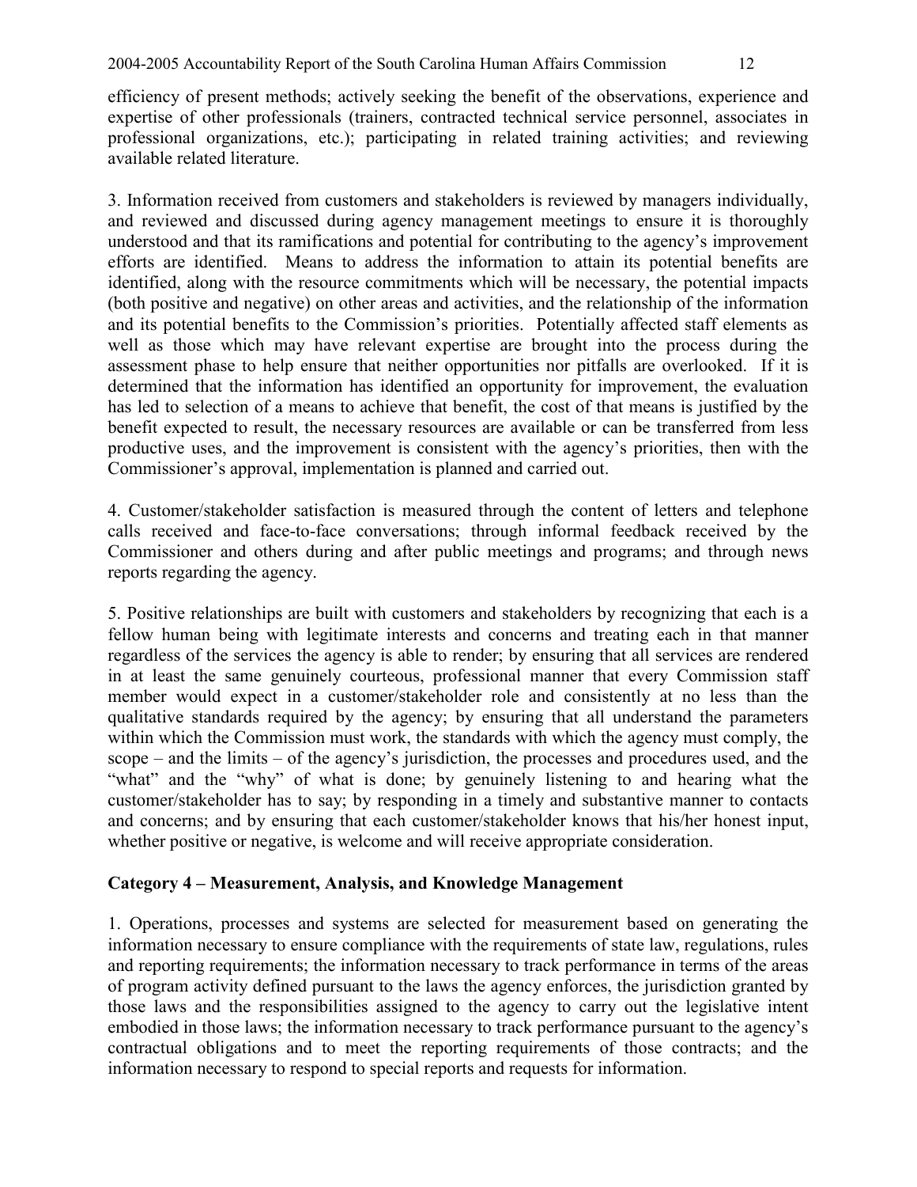efficiency of present methods; actively seeking the benefit of the observations, experience and expertise of other professionals (trainers, contracted technical service personnel, associates in professional organizations, etc.); participating in related training activities; and reviewing available related literature.

3. Information received from customers and stakeholders is reviewed by managers individually, and reviewed and discussed during agency management meetings to ensure it is thoroughly understood and that its ramifications and potential for contributing to the agency's improvement efforts are identified. Means to address the information to attain its potential benefits are identified, along with the resource commitments which will be necessary, the potential impacts (both positive and negative) on other areas and activities, and the relationship of the information and its potential benefits to the Commission's priorities. Potentially affected staff elements as well as those which may have relevant expertise are brought into the process during the assessment phase to help ensure that neither opportunities nor pitfalls are overlooked. If it is determined that the information has identified an opportunity for improvement, the evaluation has led to selection of a means to achieve that benefit, the cost of that means is justified by the benefit expected to result, the necessary resources are available or can be transferred from less productive uses, and the improvement is consistent with the agency's priorities, then with the Commissioner's approval, implementation is planned and carried out.

4. Customer/stakeholder satisfaction is measured through the content of letters and telephone calls received and face-to-face conversations; through informal feedback received by the Commissioner and others during and after public meetings and programs; and through news reports regarding the agency.

5. Positive relationships are built with customers and stakeholders by recognizing that each is a fellow human being with legitimate interests and concerns and treating each in that manner regardless of the services the agency is able to render; by ensuring that all services are rendered in at least the same genuinely courteous, professional manner that every Commission staff member would expect in a customer/stakeholder role and consistently at no less than the qualitative standards required by the agency; by ensuring that all understand the parameters within which the Commission must work, the standards with which the agency must comply, the scope – and the limits – of the agency's jurisdiction, the processes and procedures used, and the "what" and the "why" of what is done; by genuinely listening to and hearing what the customer/stakeholder has to say; by responding in a timely and substantive manner to contacts and concerns; and by ensuring that each customer/stakeholder knows that his/her honest input, whether positive or negative, is welcome and will receive appropriate consideration.

**Category 4 – Measurement, Analysis, and Knowledge Management**

1. Operations, processes and systems are selected for measurement based on generating the information necessary to ensure compliance with the requirements of state law, regulations, rules and reporting requirements; the information necessary to track performance in terms of the areas of program activity defined pursuant to the laws the agency enforces, the jurisdiction granted by those laws and the responsibilities assigned to the agency to carry out the legislative intent embodied in those laws; the information necessary to track performance pursuant to the agency's contractual obligations and to meet the reporting requirements of those contracts; and the information necessary to respond to special reports and requests for information.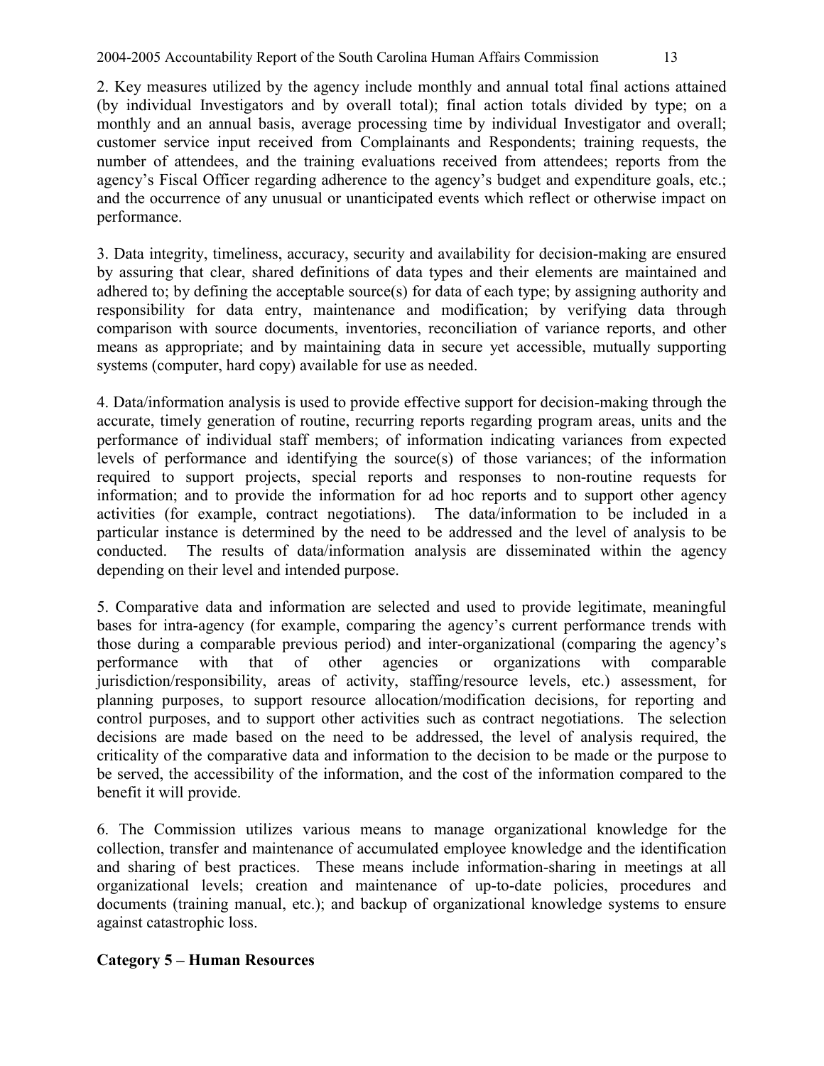2. Key measures utilized by the agency include monthly and annual total final actions attained (by individual Investigators and by overall total); final action totals divided by type; on a monthly and an annual basis, average processing time by individual Investigator and overall; customer service input received from Complainants and Respondents; training requests, the number of attendees, and the training evaluations received from attendees; reports from the agency's Fiscal Officer regarding adherence to the agency's budget and expenditure goals, etc.; and the occurrence of any unusual or unanticipated events which reflect or otherwise impact on performance.

3. Data integrity, timeliness, accuracy, security and availability for decision-making are ensured by assuring that clear, shared definitions of data types and their elements are maintained and adhered to; by defining the acceptable source(s) for data of each type; by assigning authority and responsibility for data entry, maintenance and modification; by verifying data through comparison with source documents, inventories, reconciliation of variance reports, and other means as appropriate; and by maintaining data in secure yet accessible, mutually supporting systems (computer, hard copy) available for use as needed.

4. Data/information analysis is used to provide effective support for decision-making through the accurate, timely generation of routine, recurring reports regarding program areas, units and the performance of individual staff members; of information indicating variances from expected levels of performance and identifying the source(s) of those variances; of the information required to support projects, special reports and responses to non-routine requests for information; and to provide the information for ad hoc reports and to support other agency activities (for example, contract negotiations). The data/information to be included in a particular instance is determined by the need to be addressed and the level of analysis to be conducted. The results of data/information analysis are disseminated within the agency depending on their level and intended purpose.

5. Comparative data and information are selected and used to provide legitimate, meaningful bases for intra-agency (for example, comparing the agency's current performance trends with those during a comparable previous period) and inter-organizational (comparing the agency's performance with that of other agencies or organizations with comparable jurisdiction/responsibility, areas of activity, staffing/resource levels, etc.) assessment, for planning purposes, to support resource allocation/modification decisions, for reporting and control purposes, and to support other activities such as contract negotiations. The selection decisions are made based on the need to be addressed, the level of analysis required, the criticality of the comparative data and information to the decision to be made or the purpose to be served, the accessibility of the information, and the cost of the information compared to the benefit it will provide.

6. The Commission utilizes various means to manage organizational knowledge for the collection, transfer and maintenance of accumulated employee knowledge and the identification and sharing of best practices. These means include information-sharing in meetings at all organizational levels; creation and maintenance of up-to-date policies, procedures and documents (training manual, etc.); and backup of organizational knowledge systems to ensure against catastrophic loss.

**Category 5 – Human Resources**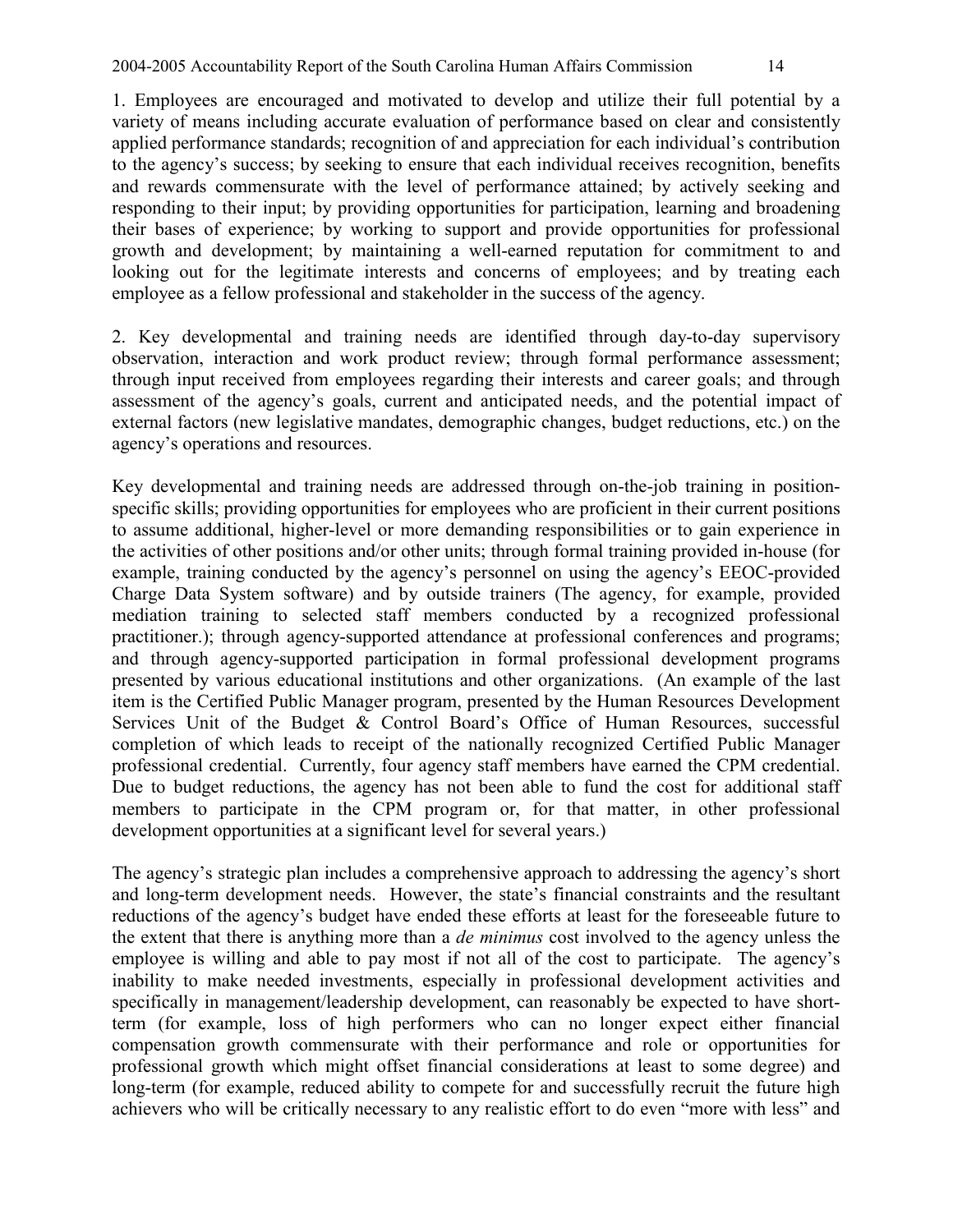1. Employees are encouraged and motivated to develop and utilize their full potential by a variety of means including accurate evaluation of performance based on clear and consistently applied performance standards; recognition of and appreciation for each individual's contribution to the agency's success; by seeking to ensure that each individual receives recognition, benefits and rewards commensurate with the level of performance attained; by actively seeking and responding to their input; by providing opportunities for participation, learning and broadening their bases of experience; by working to support and provide opportunities for professional growth and development; by maintaining a well-earned reputation for commitment to and looking out for the legitimate interests and concerns of employees; and by treating each employee as a fellow professional and stakeholder in the success of the agency.

2. Key developmental and training needs are identified through day-to-day supervisory observation, interaction and work product review; through formal performance assessment; through input received from employees regarding their interests and career goals; and through assessment of the agency's goals, current and anticipated needs, and the potential impact of external factors (new legislative mandates, demographic changes, budget reductions, etc.) on the agency's operations and resources.

Key developmental and training needs are addressed through on-the-job training in position-specific skills; providing opportunities for employees who are proficient in their current positions to assume additional, higher-level or more demanding responsibilities or to gain experience in the activities of other positions and/or other units; through formal training provided in-house (for example, training conducted by the agency's personnel on using the agency's EEOC-provided Charge Data System software) and by outside trainers (The agency, for example, provided mediation training to selected staff members conducted by a recognized professional practitioner.); through agency-supported attendance at professional conferences and programs; and through agency-supported participation in formal professional development programs presented by various educational institutions and other organizations. (An example of the last item is the Certified Public Manager program, presented by the Human Resources Development Services Unit of the Budget & Control Board's Office of Human Resources, successful completion of which leads to receipt of the nationally recognized Certified Public Manager professional credential. Currently, four agency staff members have earned the CPM credential. Due to budget reductions, the agency has not been able to fund the cost for additional staff members to participate in the CPM program or, for that matter, in other professional development opportunities at a significant level for several years.)

The agency's strategic plan includes a comprehensive approach to addressing the agency's short and long-term development needs. However, the state's financial constraints and the resultant reductions of the agency's budget have ended these efforts at least for the foreseeable future to the extent that there is anything more than a *de minimus* cost involved to the agency unless the employee is willing and able to pay most if not all of the cost to participate. The agency's inability to make needed investments, especially in professional development activities and specifically in management/leadership development, can reasonably be expected to have short-term (for example, loss of high performers who can no longer expect either financial compensation growth commensurate with their performance and role or opportunities for professional growth which might offset financial considerations at least to some degree) and long-term (for example, reduced ability to compete for and successfully recruit the future high achievers who will be critically necessary to any realistic effort to do even "more with less" and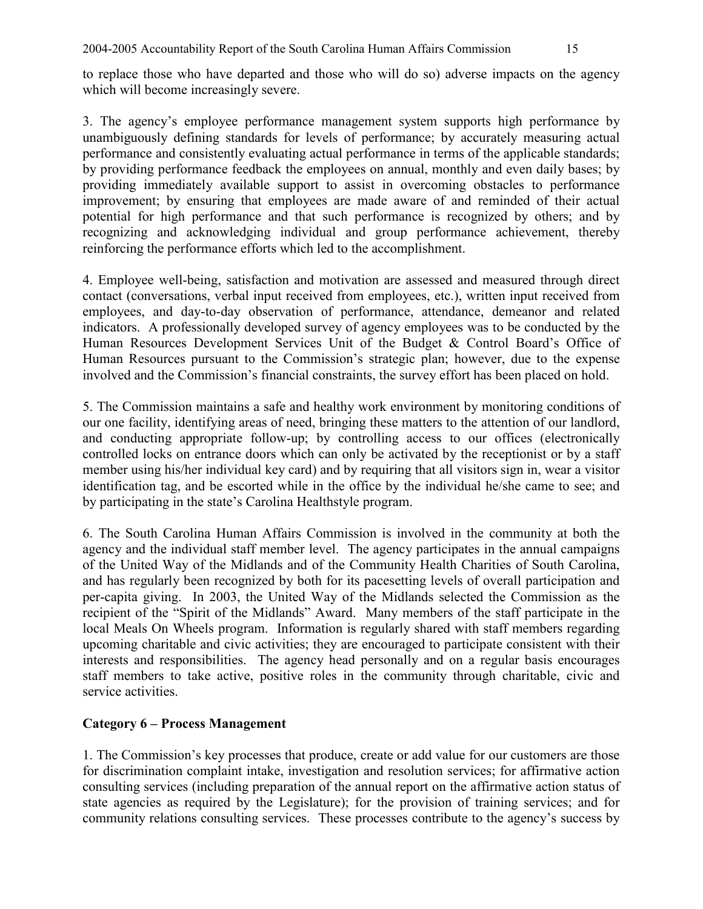to replace those who have departed and those who will do so) adverse impacts on the agency which will become increasingly severe.

3. The agency's employee performance management system supports high performance by unambiguously defining standards for levels of performance; by accurately measuring actual performance and consistently evaluating actual performance in terms of the applicable standards; by providing performance feedback the employees on annual, monthly and even daily bases; by providing immediately available support to assist in overcoming obstacles to performance improvement; by ensuring that employees are made aware of and reminded of their actual potential for high performance and that such performance is recognized by others; and by recognizing and acknowledging individual and group performance achievement, thereby reinforcing the performance efforts which led to the accomplishment.

4. Employee well-being, satisfaction and motivation are assessed and measured through direct contact (conversations, verbal input received from employees, etc.), written input received from employees, and day-to-day observation of performance, attendance, demeanor and related indicators. A professionally developed survey of agency employees was to be conducted by the Human Resources Development Services Unit of the Budget & Control Board's Office of Human Resources pursuant to the Commission's strategic plan; however, due to the expense involved and the Commission's financial constraints, the survey effort has been placed on hold.

5. The Commission maintains a safe and healthy work environment by monitoring conditions of our one facility, identifying areas of need, bringing these matters to the attention of our landlord, and conducting appropriate follow-up; by controlling access to our offices (electronically controlled locks on entrance doors which can only be activated by the receptionist or by a staff member using his/her individual key card) and by requiring that all visitors sign in, wear a visitor identification tag, and be escorted while in the office by the individual he/she came to see; and by participating in the state's Carolina Healthstyle program.

6. The South Carolina Human Affairs Commission is involved in the community at both the agency and the individual staff member level. The agency participates in the annual campaigns of the United Way of the Midlands and of the Community Health Charities of South Carolina, and has regularly been recognized by both for its pacesetting levels of overall participation and per-capita giving. In 2003, the United Way of the Midlands selected the Commission as the recipient of the "Spirit of the Midlands" Award. Many members of the staff participate in the local Meals On Wheels program. Information is regularly shared with staff members regarding upcoming charitable and civic activities; they are encouraged to participate consistent with their interests and responsibilities. The agency head personally and on a regular basis encourages staff members to take active, positive roles in the community through charitable, civic and service activities.

**Category 6 – Process Management**

1. The Commission's key processes that produce, create or add value for our customers are those for discrimination complaint intake, investigation and resolution services; for affirmative action consulting services (including preparation of the annual report on the affirmative action status of state agencies as required by the Legislature); for the provision of training services; and for community relations consulting services. These processes contribute to the agency's success by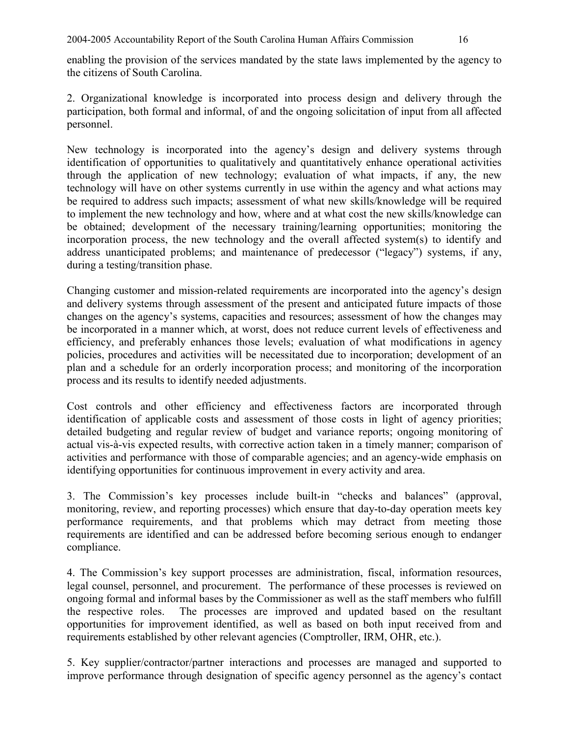enabling the provision of the services mandated by the state laws implemented by the agency to the citizens of South Carolina.

2. Organizational knowledge is incorporated into process design and delivery through the participation, both formal and informal, of and the ongoing solicitation of input from all affected personnel.

New technology is incorporated into the agency's design and delivery systems through identification of opportunities to qualitatively and quantitatively enhance operational activities through the application of new technology; evaluation of what impacts, if any, the new technology will have on other systems currently in use within the agency and what actions may be required to address such impacts; assessment of what new skills/knowledge will be required to implement the new technology and how, where and at what cost the new skills/knowledge can be obtained; development of the necessary training/learning opportunities; monitoring the incorporation process, the new technology and the overall affected system(s) to identify and address unanticipated problems; and maintenance of predecessor ("legacy") systems, if any, during a testing/transition phase.

Changing customer and mission-related requirements are incorporated into the agency's design and delivery systems through assessment of the present and anticipated future impacts of those changes on the agency's systems, capacities and resources; assessment of how the changes may be incorporated in a manner which, at worst, does not reduce current levels of effectiveness and efficiency, and preferably enhances those levels; evaluation of what modifications in agency policies, procedures and activities will be necessitated due to incorporation; development of an plan and a schedule for an orderly incorporation process; and monitoring of the incorporation process and its results to identify needed adjustments.

Cost controls and other efficiency and effectiveness factors are incorporated through identification of applicable costs and assessment of those costs in light of agency priorities; detailed budgeting and regular review of budget and variance reports; ongoing monitoring of actual vis-à-vis expected results, with corrective action taken in a timely manner; comparison of activities and performance with those of comparable agencies; and an agency-wide emphasis on identifying opportunities for continuous improvement in every activity and area.

3. The Commission's key processes include built-in "checks and balances" (approval, monitoring, review, and reporting processes) which ensure that day-to-day operation meets key performance requirements, and that problems which may detract from meeting those requirements are identified and can be addressed before becoming serious enough to endanger compliance.

4. The Commission's key support processes are administration, fiscal, information resources, legal counsel, personnel, and procurement. The performance of these processes is reviewed on ongoing formal and informal bases by the Commissioner as well as the staff members who fulfill the respective roles. The processes are improved and updated based on the resultant opportunities for improvement identified, as well as based on both input received from and requirements established by other relevant agencies (Comptroller, IRM, OHR, etc.).

5. Key supplier/contractor/partner interactions and processes are managed and supported to improve performance through designation of specific agency personnel as the agency's contact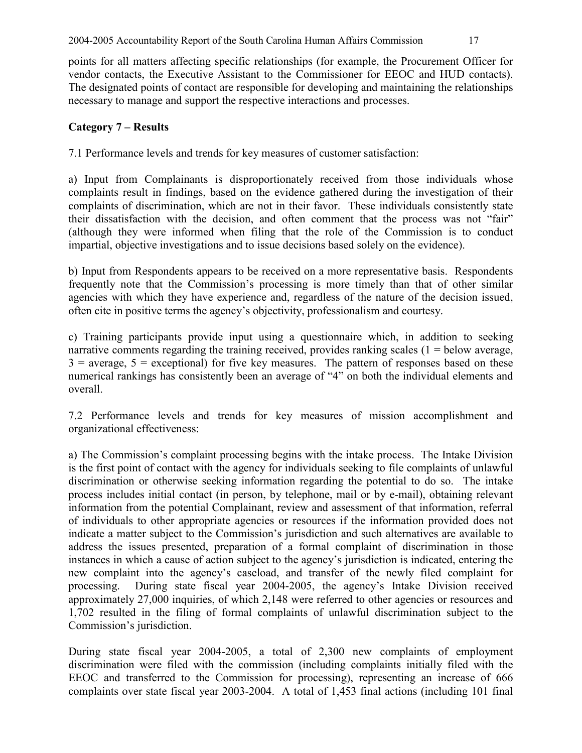points for all matters affecting specific relationships (for example, the Procurement Officer for vendor contacts, the Executive Assistant to the Commissioner for EEOC and HUD contacts). The designated points of contact are responsible for developing and maintaining the relationships necessary to manage and support the respective interactions and processes.

**Category 7 – Results**

7.1 Performance levels and trends for key measures of customer satisfaction:

a) Input from Complainants is disproportionately received from those individuals whose complaints result in findings, based on the evidence gathered during the investigation of their complaints of discrimination, which are not in their favor. These individuals consistently state their dissatisfaction with the decision, and often comment that the process was not "fair" (although they were informed when filing that the role of the Commission is to conduct impartial, objective investigations and to issue decisions based solely on the evidence).

b) Input from Respondents appears to be received on a more representative basis. Respondents frequently note that the Commission's processing is more timely than that of other similar agencies with which they have experience and, regardless of the nature of the decision issued, often cite in positive terms the agency's objectivity, professionalism and courtesy.

c) Training participants provide input using a questionnaire which, in addition to seeking narrative comments regarding the training received, provides ranking scales (1 = below average, 3 = average, 5 = exceptional) for five key measures. The pattern of responses based on these numerical rankings has consistently been an average of "4" on both the individual elements and overall.

7.2 Performance levels and trends for key measures of mission accomplishment and organizational effectiveness:

a) The Commission's complaint processing begins with the intake process. The Intake Division is the first point of contact with the agency for individuals seeking to file complaints of unlawful discrimination or otherwise seeking information regarding the potential to do so. The intake process includes initial contact (in person, by telephone, mail or by e-mail), obtaining relevant information from the potential Complainant, review and assessment of that information, referral of individuals to other appropriate agencies or resources if the information provided does not indicate a matter subject to the Commission's jurisdiction and such alternatives are available to address the issues presented, preparation of a formal complaint of discrimination in those instances in which a cause of action subject to the agency's jurisdiction is indicated, entering the new complaint into the agency's caseload, and transfer of the newly filed complaint for processing. During state fiscal year 2004-2005, the agency's Intake Division received approximately 27,000 inquiries, of which 2,148 were referred to other agencies or resources and 1,702 resulted in the filing of formal complaints of unlawful discrimination subject to the Commission's jurisdiction.

During state fiscal year 2004-2005, a total of 2,300 new complaints of employment discrimination were filed with the commission (including complaints initially filed with the EEOC and transferred to the Commission for processing), representing an increase of 666 complaints over state fiscal year 2003-2004. A total of 1,453 final actions (including 101 final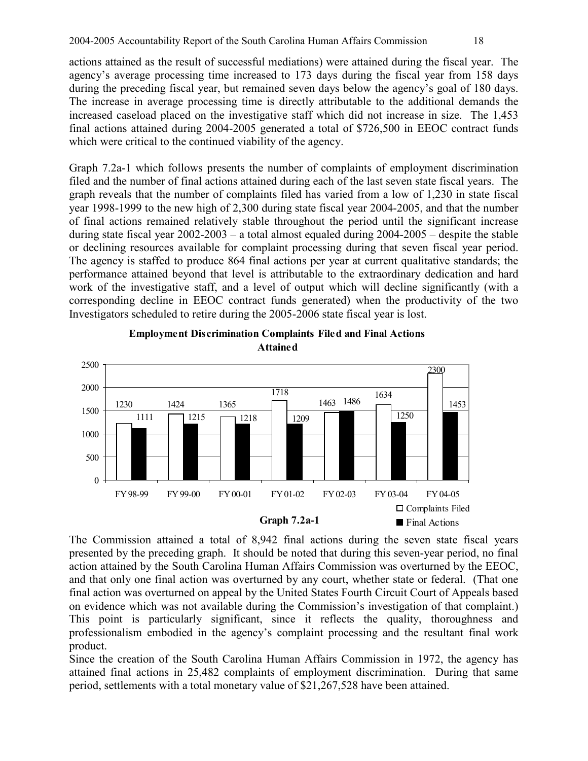actions attained as the result of successful mediations) were attained during the fiscal year. The agency's average processing time increased to 173 days during the fiscal year from 158 days during the preceding fiscal year, but remained seven days below the agency's goal of 180 days. The increase in average processing time is directly attributable to the additional demands the increased caseload placed on the investigative staff which did not increase in size. The 1,453 final actions attained during 2004-2005 generated a total of $726,500 in EEOC contract funds which were critical to the continued viability of the agency.

Graph 7.2a-1 which follows presents the number of complaints of employment discrimination filed and the number of final actions attained during each of the last seven state fiscal years. The graph reveals that the number of complaints filed has varied from a low of 1,230 in state fiscal year 1998-1999 to the new high of 2,300 during state fiscal year 2004-2005, and that the number of final actions remained relatively stable throughout the period until the significant increase during state fiscal year 2002-2003 – a total almost equaled during 2004-2005 – despite the stable or declining resources available for complaint processing during that seven fiscal year period. The agency is staffed to produce 864 final actions per year at current qualitative standards; the performance attained beyond that level is attributable to the extraordinary dedication and hard work of the investigative staff, and a level of output which will decline significantly (with a corresponding decline in EEOC contract funds generated) when the productivity of the two Investigators scheduled to retire during the 2005-2006 state fiscal year is lost.

**Employment Discrimination Complaints Filed and Final Actions Attained**

| | FY 98-99 | FY 99-00 | FY 00-01 | FY 01-02 | FY 02-03 | FY 03-04 | FY 04-05 |
|---|---|---|---|---|---|---|---|
| Complaints Filed | 1230 | 1424 | 1365 | 1718 | 1463 | 1634 | 2300 |
| Final Actions | 1111 | 1215 | 1218 | 1209 | 1486 | 1250 | 1453 |

**Graph 7.2a-1**

The Commission attained a total of 8,942 final actions during the seven state fiscal years presented by the preceding graph. It should be noted that during this seven-year period, no final action attained by the South Carolina Human Affairs Commission was overturned by the EEOC, and that only one final action was overturned by any court, whether state or federal. (That one final action was overturned on appeal by the United States Fourth Circuit Court of Appeals based on evidence which was not available during the Commission's investigation of that complaint.) This point is particularly significant, since it reflects the quality, thoroughness and professionalism embodied in the agency's complaint processing and the resultant final work product.

Since the creation of the South Carolina Human Affairs Commission in 1972, the agency has attained final actions in 25,482 complaints of employment discrimination. During that same period, settlements with a total monetary value of $21,267,528 have been attained.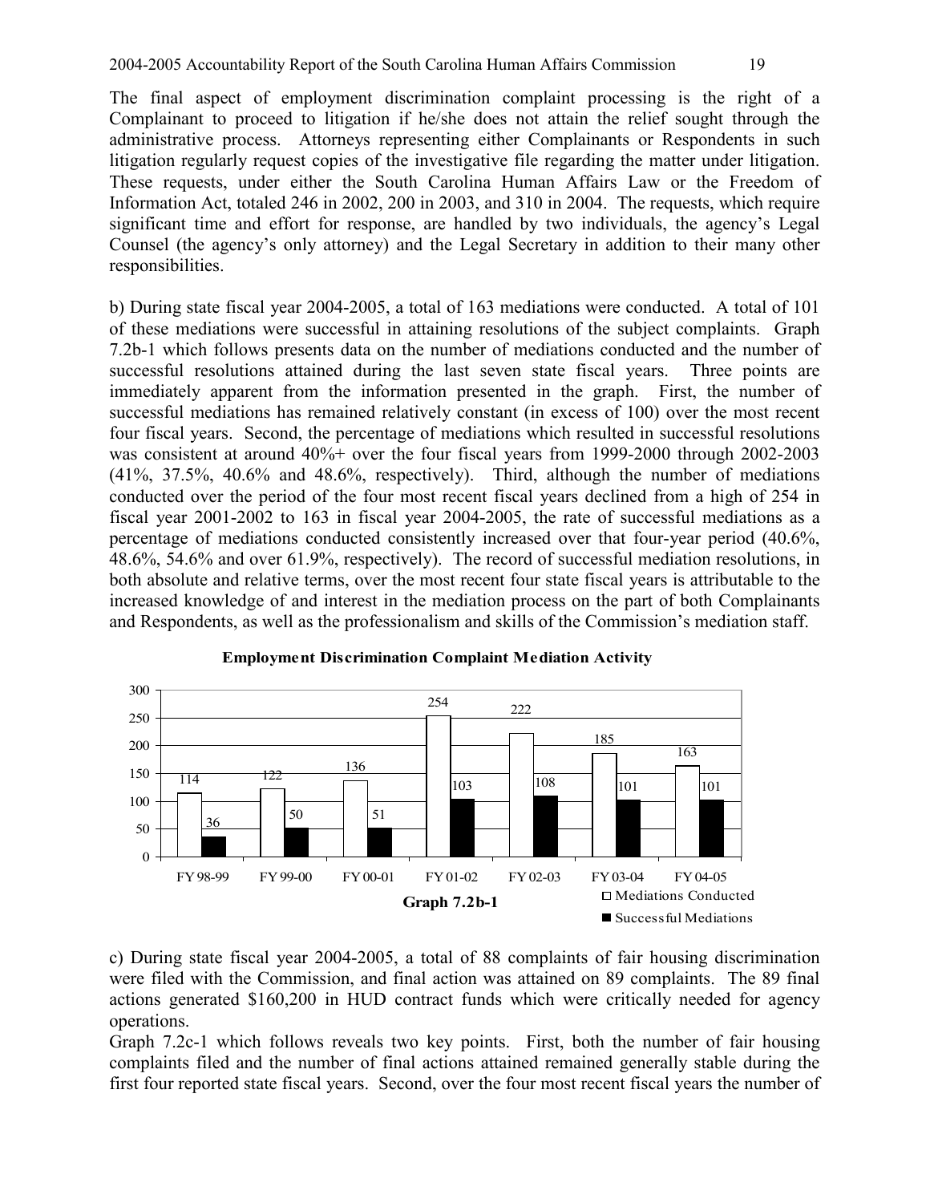The final aspect of employment discrimination complaint processing is the right of a Complainant to proceed to litigation if he/she does not attain the relief sought through the administrative process. Attorneys representing either Complainants or Respondents in such litigation regularly request copies of the investigative file regarding the matter under litigation. These requests, under either the South Carolina Human Affairs Law or the Freedom of Information Act, totaled 246 in 2002, 200 in 2003, and 310 in 2004. The requests, which require significant time and effort for response, are handled by two individuals, the agency's Legal Counsel (the agency's only attorney) and the Legal Secretary in addition to their many other responsibilities.

b) During state fiscal year 2004-2005, a total of 163 mediations were conducted. A total of 101 of these mediations were successful in attaining resolutions of the subject complaints. Graph 7.2b-1 which follows presents data on the number of mediations conducted and the number of successful resolutions attained during the last seven state fiscal years. Three points are immediately apparent from the information presented in the graph. First, the number of successful mediations has remained relatively constant (in excess of 100) over the most recent four fiscal years. Second, the percentage of mediations which resulted in successful resolutions was consistent at around 40%+ over the four fiscal years from 1999-2000 through 2002-2003 (41%, 37.5%, 40.6% and 48.6%, respectively). Third, although the number of mediations conducted over the period of the four most recent fiscal years declined from a high of 254 in fiscal year 2001-2002 to 163 in fiscal year 2004-2005, the rate of successful mediations as a percentage of mediations conducted consistently increased over that four-year period (40.6%, 48.6%, 54.6% and over 61.9%, respectively). The record of successful mediation resolutions, in both absolute and relative terms, over the most recent four state fiscal years is attributable to the increased knowledge of and interest in the mediation process on the part of both Complainants and Respondents, as well as the professionalism and skills of the Commission's mediation staff.

**Employment Discrimination Complaint Mediation Activity**

| | FY 98-99 | FY 99-00 | FY 00-01 | FY 01-02 | FY 02-03 | FY 03-04 | FY 04-05 |
|---|---|---|---|---|---|---|---|
| Mediations Conducted | 114 | 122 | 136 | 254 | 222 | 185 | 163 |
| Successful Mediations | 36 | 50 | 51 | 103 | 108 | 101 | 101 |

**Graph 7.2b-1**

c) During state fiscal year 2004-2005, a total of 88 complaints of fair housing discrimination were filed with the Commission, and final action was attained on 89 complaints. The 89 final actions generated $160,200 in HUD contract funds which were critically needed for agency operations.

Graph 7.2c-1 which follows reveals two key points. First, both the number of fair housing complaints filed and the number of final actions attained remained generally stable during the first four reported state fiscal years. Second, over the four most recent fiscal years the number of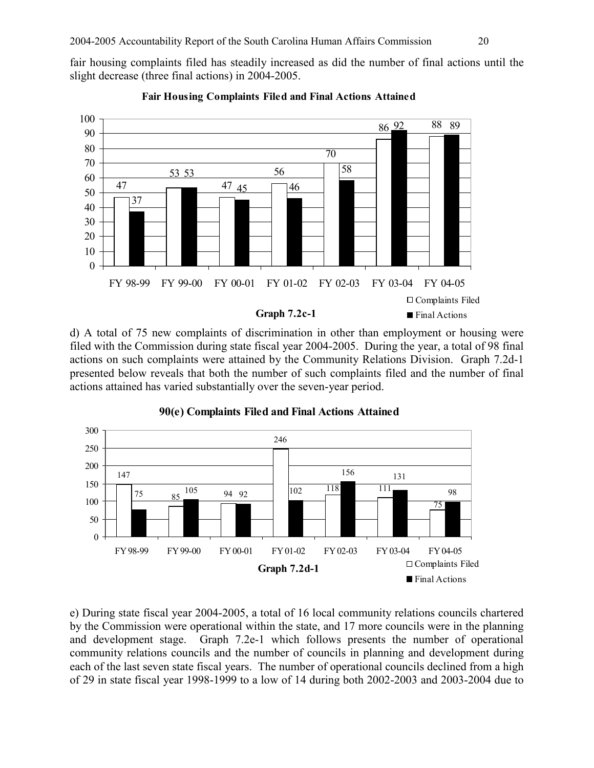fair housing complaints filed has steadily increased as did the number of final actions until the slight decrease (three final actions) in 2004-2005.

**Fair Housing Complaints Filed and Final Actions Attained**

| | FY 98-99 | FY 99-00 | FY 00-01 | FY 01-02 | FY 02-03 | FY 03-04 | FY 04-05 |
|---|---|---|---|---|---|---|---|
| Complaints Filed | 47 | 53 | 47 | 56 | 70 | 86 | 88 |
| Final Actions | 37 | 53 | 45 | 46 | 58 | 92 | 89 |

**Graph 7.2c-1**

d) A total of 75 new complaints of discrimination in other than employment or housing were filed with the Commission during state fiscal year 2004-2005. During the year, a total of 98 final actions on such complaints were attained by the Community Relations Division. Graph 7.2d-1 presented below reveals that both the number of such complaints filed and the number of final actions attained has varied substantially over the seven-year period.

**90(e) Complaints Filed and Final Actions Attained**

| | FY 98-99 | FY 99-00 | FY 00-01 | FY 01-02 | FY 02-03 | FY 03-04 | FY 04-05 |
|---|---|---|---|---|---|---|---|
| Complaints Filed | 147 | 85 | 94 | 246 | 118 | 111 | 75 |
| Final Actions | 75 | 105 | 92 | 102 | 156 | 131 | 98 |

**Graph 7.2d-1**

e) During state fiscal year 2004-2005, a total of 16 local community relations councils chartered by the Commission were operational within the state, and 17 more councils were in the planning and development stage. Graph 7.2e-1 which follows presents the number of operational community relations councils and the number of councils in planning and development during each of the last seven state fiscal years. The number of operational councils declined from a high of 29 in state fiscal year 1998-1999 to a low of 14 during both 2002-2003 and 2003-2004 due to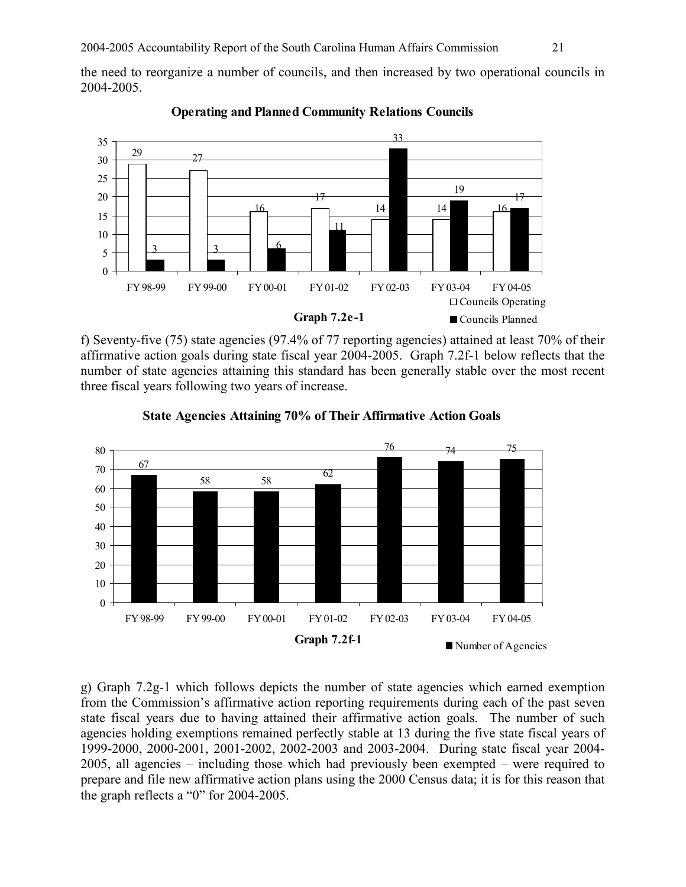the need to reorganize a number of councils, and then increased by two operational councils in 2004-2005.

**Operating and Planned Community Relations Councils**

| | FY 98-99 | FY 99-00 | FY 00-01 | FY 01-02 | FY 02-03 | FY 03-04 | FY 04-05 |
|---|---|---|---|---|---|---|---|
| Councils Operating | 29 | 27 | 16 | 17 | 14 | 14 | 16 |
| Councils Planned | 3 | 3 | 6 | 11 | 33 | 19 | 17 |

**Graph 7.2e-1**

f) Seventy-five (75) state agencies (97.4% of 77 reporting agencies) attained at least 70% of their affirmative action goals during state fiscal year 2004-2005. Graph 7.2f-1 below reflects that the number of state agencies attaining this standard has been generally stable over the most recent three fiscal years following two years of increase.

**State Agencies Attaining 70% of Their Affirmative Action Goals**

| | FY 98-99 | FY 99-00 | FY 00-01 | FY 01-02 | FY 02-03 | FY 03-04 | FY 04-05 |
|---|---|---|---|---|---|---|---|
| Number of Agencies | 67 | 58 | 58 | 62 | 76 | 74 | 75 |

**Graph 7.2f-1**

g) Graph 7.2g-1 which follows depicts the number of state agencies which earned exemption from the Commission's affirmative action reporting requirements during each of the past seven state fiscal years due to having attained their affirmative action goals. The number of such agencies holding exemptions remained perfectly stable at 13 during the five state fiscal years of 1999-2000, 2000-2001, 2001-2002, 2002-2003 and 2003-2004. During state fiscal year 2004-2005, all agencies – including those which had previously been exempted – were required to prepare and file new affirmative action plans using the 2000 Census data; it is for this reason that the graph reflects a "0" for 2004-2005.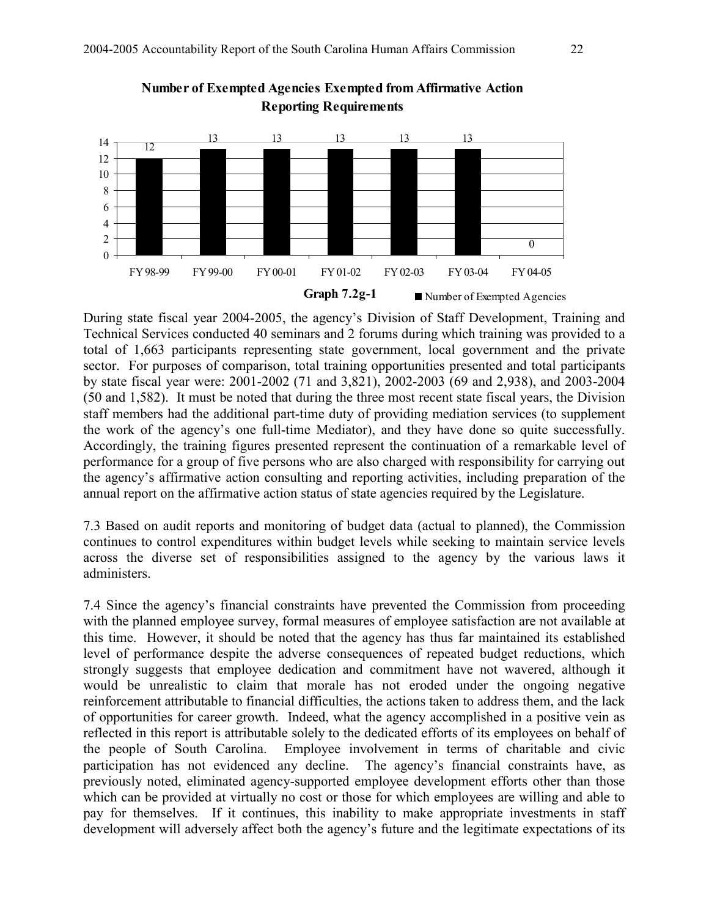**Number of Exempted Agencies Exempted from Affirmative Action Reporting Requirements**

| Fiscal Year | Number of Exempted Agencies |
|---|---|
| FY 98-99 | 12 |
| FY 99-00 | 13 |
| FY 00-01 | 13 |
| FY 01-02 | 13 |
| FY 02-03 | 13 |
| FY 03-04 | 13 |
| FY 04-05 | 0 |

**Graph 7.2g-1**

During state fiscal year 2004-2005, the agency's Division of Staff Development, Training and Technical Services conducted 40 seminars and 2 forums during which training was provided to a total of 1,663 participants representing state government, local government and the private sector. For purposes of comparison, total training opportunities presented and total participants by state fiscal year were: 2001-2002 (71 and 3,821), 2002-2003 (69 and 2,938), and 2003-2004 (50 and 1,582). It must be noted that during the three most recent state fiscal years, the Division staff members had the additional part-time duty of providing mediation services (to supplement the work of the agency's one full-time Mediator), and they have done so quite successfully. Accordingly, the training figures presented represent the continuation of a remarkable level of performance for a group of five persons who are also charged with responsibility for carrying out the agency's affirmative action consulting and reporting activities, including preparation of the annual report on the affirmative action status of state agencies required by the Legislature.

7.3 Based on audit reports and monitoring of budget data (actual to planned), the Commission continues to control expenditures within budget levels while seeking to maintain service levels across the diverse set of responsibilities assigned to the agency by the various laws it administers.

7.4 Since the agency's financial constraints have prevented the Commission from proceeding with the planned employee survey, formal measures of employee satisfaction are not available at this time. However, it should be noted that the agency has thus far maintained its established level of performance despite the adverse consequences of repeated budget reductions, which strongly suggests that employee dedication and commitment have not wavered, although it would be unrealistic to claim that morale has not eroded under the ongoing negative reinforcement attributable to financial difficulties, the actions taken to address them, and the lack of opportunities for career growth. Indeed, what the agency accomplished in a positive vein as reflected in this report is attributable solely to the dedicated efforts of its employees on behalf of the people of South Carolina. Employee involvement in terms of charitable and civic participation has not evidenced any decline. The agency's financial constraints have, as previously noted, eliminated agency-supported employee development efforts other than those which can be provided at virtually no cost or those for which employees are willing and able to pay for themselves. If it continues, this inability to make appropriate investments in staff development will adversely affect both the agency's future and the legitimate expectations of its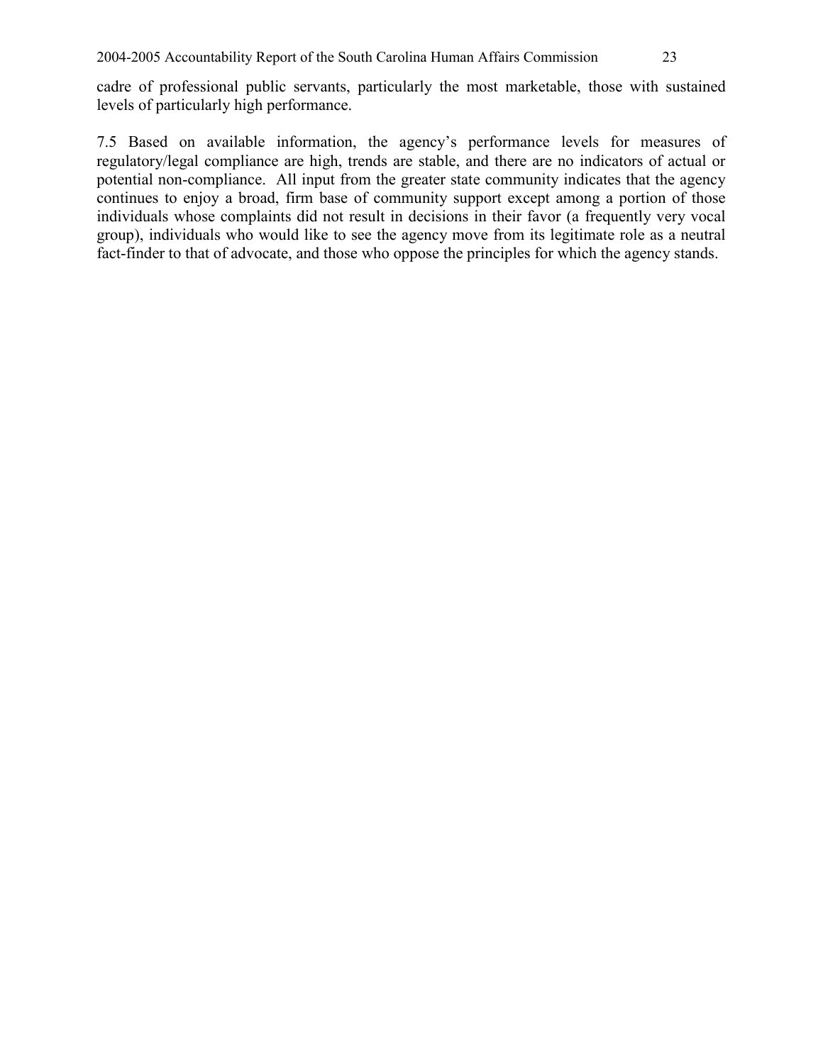cadre of professional public servants, particularly the most marketable, those with sustained levels of particularly high performance.

7.5 Based on available information, the agency's performance levels for measures of regulatory/legal compliance are high, trends are stable, and there are no indicators of actual or potential non-compliance. All input from the greater state community indicates that the agency continues to enjoy a broad, firm base of community support except among a portion of those individuals whose complaints did not result in decisions in their favor (a frequently very vocal group), individuals who would like to see the agency move from its legitimate role as a neutral fact-finder to that of advocate, and those who oppose the principles for which the agency stands.